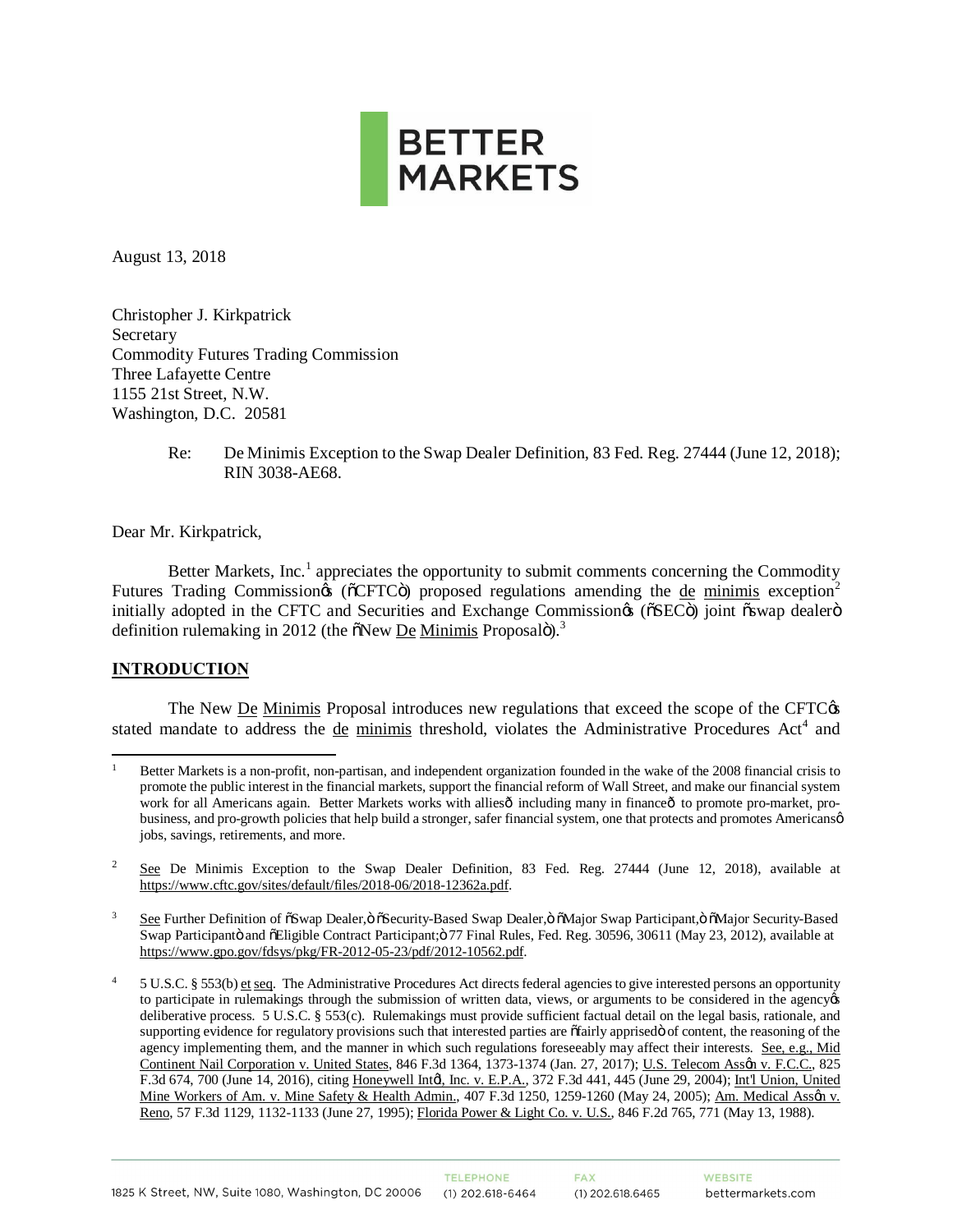BETTER MARKETS

August 13, 2018

Christopher J. Kirkpatrick
Secretary
Commodity Futures Trading Commission
Three Lafayette Centre
1155 21st Street, N.W.
Washington, D.C. 20581

> Re: De Minimis Exception to the Swap Dealer Definition, 83 Fed. Reg. 27444 (June 12, 2018); RIN 3038-AE68.

Dear Mr. Kirkpatrick,

Better Markets, Inc.[1] appreciates the opportunity to submit comments concerning the Commodity Futures Trading Commission's ("CFTC") proposed regulations amending the de minimis exception[2] initially adopted in the CFTC and Securities and Exchange Commission's ("SEC") joint "swap dealer" definition rulemaking in 2012 (the "New De Minimis Proposal").[3]

## INTRODUCTION

The New De Minimis Proposal introduces new regulations that exceed the scope of the CFTC's stated mandate to address the de minimis threshold, violates the Administrative Procedures Act[4] and

---

[1] Better Markets is a non-profit, non-partisan, and independent organization founded in the wake of the 2008 financial crisis to promote the public interest in the financial markets, support the financial reform of Wall Street, and make our financial system work for all Americans again. Better Markets works with allies— including many in finance— to promote pro-market, pro-business, and pro-growth policies that help build a stronger, safer financial system, one that protects and promotes Americans' jobs, savings, retirements, and more.

[2] See De Minimis Exception to the Swap Dealer Definition, 83 Fed. Reg. 27444 (June 12, 2018), available at https://www.cftc.gov/sites/default/files/2018-06/2018-12362a.pdf.

[3] See Further Definition of "Swap Dealer," "Security-Based Swap Dealer," "Major Swap Participant," "Major Security-Based Swap Participant" and "Eligible Contract Participant;" 77 Final Rules, Fed. Reg. 30596, 30611 (May 23, 2012), available at https://www.gpo.gov/fdsys/pkg/FR-2012-05-23/pdf/2012-10562.pdf.

[4] 5 U.S.C. § 553(b) et seq. The Administrative Procedures Act directs federal agencies to give interested persons an opportunity to participate in rulemakings through the submission of written data, views, or arguments to be considered in the agency's deliberative process. 5 U.S.C. § 553(c). Rulemakings must provide sufficient factual detail on the legal basis, rationale, and supporting evidence for regulatory provisions such that interested parties are "fairly apprised" of content, the reasoning of the agency implementing them, and the manner in which such regulations foreseeably may affect their interests. See, e.g., Mid Continent Nail Corporation v. United States, 846 F.3d 1364, 1373-1374 (Jan. 27, 2017); U.S. Telecom Ass'n v. F.C.C., 825 F.3d 674, 700 (June 14, 2016), citing Honeywell Int'l, Inc. v. E.P.A., 372 F.3d 441, 445 (June 29, 2004); Int'l Union, United Mine Workers of Am. v. Mine Safety & Health Admin., 407 F.3d 1250, 1259-1260 (May 24, 2005); Am. Medical Ass'n v. Reno, 57 F.3d 1129, 1132-1133 (June 27, 1995); Florida Power & Light Co. v. U.S., 846 F.2d 765, 771 (May 13, 1988).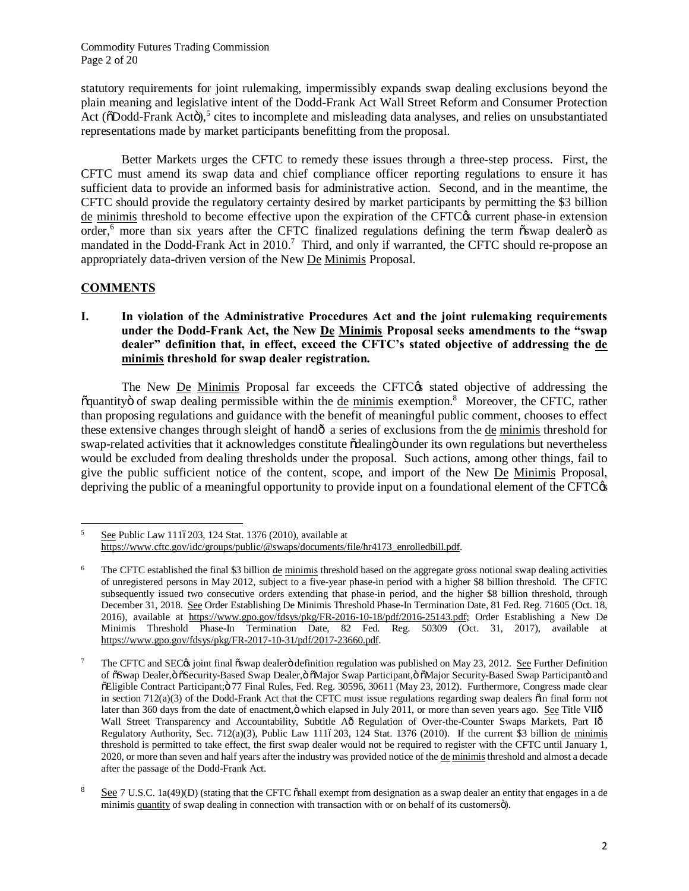statutory requirements for joint rulemaking, impermissibly expands swap dealing exclusions beyond the plain meaning and legislative intent of the Dodd-Frank Act Wall Street Reform and Consumer Protection Act ("Dodd-Frank Act"),[5] cites to incomplete and misleading data analyses, and relies on unsubstantiated representations made by market participants benefitting from the proposal.

Better Markets urges the CFTC to remedy these issues through a three-step process. First, the CFTC must amend its swap data and chief compliance officer reporting regulations to ensure it has sufficient data to provide an informed basis for administrative action. Second, and in the meantime, the CFTC should provide the regulatory certainty desired by market participants by permitting the $3 billion de minimis threshold to become effective upon the expiration of the CFTC's current phase-in extension order,[6] more than six years after the CFTC finalized regulations defining the term "swap dealer" as mandated in the Dodd-Frank Act in 2010.[7] Third, and only if warranted, the CFTC should re-propose an appropriately data-driven version of the New De Minimis Proposal.

## COMMENTS

**I. In violation of the Administrative Procedures Act and the joint rulemaking requirements under the Dodd-Frank Act, the New De Minimis Proposal seeks amendments to the "swap dealer" definition that, in effect, exceed the CFTC's stated objective of addressing the de minimis threshold for swap dealer registration.**

The New De Minimis Proposal far exceeds the CFTC's stated objective of addressing the "quantity" of swap dealing permissible within the de minimis exemption.[8] Moreover, the CFTC, rather than proposing regulations and guidance with the benefit of meaningful public comment, chooses to effect these extensive changes through sleight of hand— a series of exclusions from the de minimis threshold for swap-related activities that it acknowledges constitute "dealing" under its own regulations but nevertheless would be excluded from dealing thresholds under the proposal. Such actions, among other things, fail to give the public sufficient notice of the content, scope, and import of the New De Minimis Proposal, depriving the public of a meaningful opportunity to provide input on a foundational element of the CFTC's

---

[5] See Public Law 111–203, 124 Stat. 1376 (2010), available at https://www.cftc.gov/idc/groups/public/@swaps/documents/file/hr4173_enrolledbill.pdf.

[6] The CFTC established the final $3 billion de minimis threshold based on the aggregate gross notional swap dealing activities of unregistered persons in May 2012, subject to a five-year phase-in period with a higher $8 billion threshold. The CFTC subsequently issued two consecutive orders extending that phase-in period, and the higher $8 billion threshold, through December 31, 2018. See Order Establishing De Minimis Threshold Phase-In Termination Date, 81 Fed. Reg. 71605 (Oct. 18, 2016), available at https://www.gpo.gov/fdsys/pkg/FR-2016-10-18/pdf/2016-25143.pdf; Order Establishing a New De Minimis Threshold Phase-In Termination Date, 82 Fed. Reg. 50309 (Oct. 31, 2017), available at https://www.gpo.gov/fdsys/pkg/FR-2017-10-31/pdf/2017-23660.pdf.

[7] The CFTC and SEC's joint final "swap dealer" definition regulation was published on May 23, 2012. See Further Definition of "Swap Dealer," "Security-Based Swap Dealer," "Major Swap Participant," "Major Security-Based Swap Participant" and "Eligible Contract Participant;" 77 Final Rules, Fed. Reg. 30596, 30611 (May 23, 2012). Furthermore, Congress made clear in section 712(a)(3) of the Dodd-Frank Act that the CFTC must issue regulations regarding swap dealers "in final form not later than 360 days from the date of enactment," which elapsed in July 2011, or more than seven years ago. See Title VII— Wall Street Transparency and Accountability, Subtitle A— Regulation of Over-the-Counter Swaps Markets, Part I— Regulatory Authority, Sec. 712(a)(3), Public Law 111–203, 124 Stat. 1376 (2010). If the current $3 billion de minimis threshold is permitted to take effect, the first swap dealer would not be required to register with the CFTC until January 1, 2020, or more than seven and half years after the industry was provided notice of the de minimis threshold and almost a decade after the passage of the Dodd-Frank Act.

[8] See 7 U.S.C. 1a(49)(D) (stating that the CFTC "shall exempt from designation as a swap dealer an entity that engages in a de minimis quantity of swap dealing in connection with transaction with or on behalf of its customers").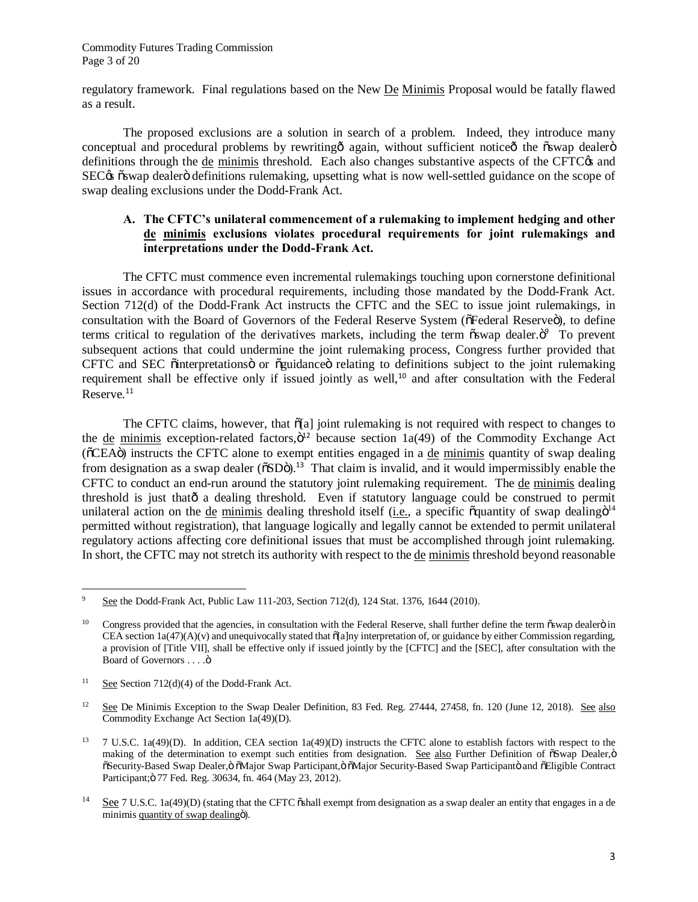regulatory framework. Final regulations based on the New De Minimis Proposal would be fatally flawed as a result.

The proposed exclusions are a solution in search of a problem. Indeed, they introduce many conceptual and procedural problems by rewriting—again, without sufficient notice—the "swap dealer" definitions through the de minimis threshold. Each also changes substantive aspects of the CFTC's and SEC's "swap dealer" definitions rulemaking, upsetting what is now well-settled guidance on the scope of swap dealing exclusions under the Dodd-Frank Act.

### A. The CFTC's unilateral commencement of a rulemaking to implement hedging and other de minimis exclusions violates procedural requirements for joint rulemakings and interpretations under the Dodd-Frank Act.

The CFTC must commence even incremental rulemakings touching upon cornerstone definitional issues in accordance with procedural requirements, including those mandated by the Dodd-Frank Act. Section 712(d) of the Dodd-Frank Act instructs the CFTC and the SEC to issue joint rulemakings, in consultation with the Board of Governors of the Federal Reserve System ("Federal Reserve"), to define terms critical to regulation of the derivatives markets, including the term "swap dealer."[9] To prevent subsequent actions that could undermine the joint rulemaking process, Congress further provided that CFTC and SEC "interpretations" or "guidance" relating to definitions subject to the joint rulemaking requirement shall be effective only if issued jointly as well,[10] and after consultation with the Federal Reserve.[11]

The CFTC claims, however, that "[a] joint rulemaking is not required with respect to changes to the de minimis exception-related factors,"[12] because section 1a(49) of the Commodity Exchange Act ("CEA") instructs the CFTC alone to exempt entities engaged in a de minimis quantity of swap dealing from designation as a swap dealer ("SD").[13] That claim is invalid, and it would impermissibly enable the CFTC to conduct an end-run around the statutory joint rulemaking requirement. The de minimis dealing threshold is just that—a dealing threshold. Even if statutory language could be construed to permit unilateral action on the de minimis dealing threshold itself (i.e., a specific "quantity of swap dealing"[14] permitted without registration), that language logically and legally cannot be extended to permit unilateral regulatory actions affecting core definitional issues that must be accomplished through joint rulemaking. In short, the CFTC may not stretch its authority with respect to the de minimis threshold beyond reasonable

---

[9] See the Dodd-Frank Act, Public Law 111-203, Section 712(d), 124 Stat. 1376, 1644 (2010).

[10] Congress provided that the agencies, in consultation with the Federal Reserve, shall further define the term "swap dealer" in CEA section 1a(47)(A)(v) and unequivocally stated that "[a]ny interpretation of, or guidance by either Commission regarding, a provision of [Title VII], shall be effective only if issued jointly by the [CFTC] and the [SEC], after consultation with the Board of Governors . . . ."

[11] See Section 712(d)(4) of the Dodd-Frank Act.

[12] See De Minimis Exception to the Swap Dealer Definition, 83 Fed. Reg. 27444, 27458, fn. 120 (June 12, 2018). See also Commodity Exchange Act Section 1a(49)(D).

[13] 7 U.S.C. 1a(49)(D). In addition, CEA section 1a(49)(D) instructs the CFTC alone to establish factors with respect to the making of the determination to exempt such entities from designation. See also Further Definition of "Swap Dealer," "Security-Based Swap Dealer," "Major Swap Participant," "Major Security-Based Swap Participant" and "Eligible Contract Participant;" 77 Fed. Reg. 30634, fn. 464 (May 23, 2012).

[14] See 7 U.S.C. 1a(49)(D) (stating that the CFTC "shall exempt from designation as a swap dealer an entity that engages in a de minimis quantity of swap dealing").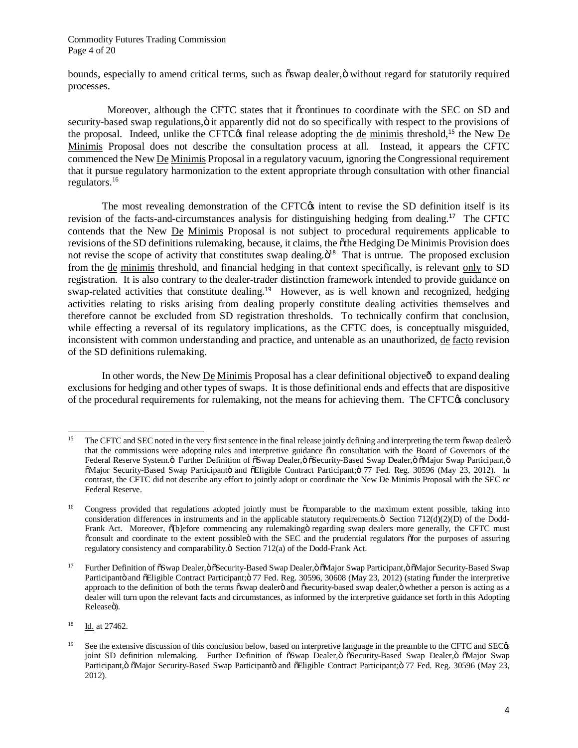bounds, especially to amend critical terms, such as "swap dealer," without regard for statutorily required processes.

Moreover, although the CFTC states that it "continues to coordinate with the SEC on SD and security-based swap regulations," it apparently did not do so specifically with respect to the provisions of the proposal. Indeed, unlike the CFTC's final release adopting the de minimis threshold,[15] the New De Minimis Proposal does not describe the consultation process at all. Instead, it appears the CFTC commenced the New De Minimis Proposal in a regulatory vacuum, ignoring the Congressional requirement that it pursue regulatory harmonization to the extent appropriate through consultation with other financial regulators.[16]

The most revealing demonstration of the CFTC's intent to revise the SD definition itself is its revision of the facts-and-circumstances analysis for distinguishing hedging from dealing.[17] The CFTC contends that the New De Minimis Proposal is not subject to procedural requirements applicable to revisions of the SD definitions rulemaking, because, it claims, the "the Hedging De Minimis Provision does not revise the scope of activity that constitutes swap dealing."[18] That is untrue. The proposed exclusion from the de minimis threshold, and financial hedging in that context specifically, is relevant only to SD registration. It is also contrary to the dealer-trader distinction framework intended to provide guidance on swap-related activities that constitute dealing.[19] However, as is well known and recognized, hedging activities relating to risks arising from dealing properly constitute dealing activities themselves and therefore cannot be excluded from SD registration thresholds. To technically confirm that conclusion, while effecting a reversal of its regulatory implications, as the CFTC does, is conceptually misguided, inconsistent with common understanding and practice, and untenable as an unauthorized, de facto revision of the SD definitions rulemaking.

In other words, the New De Minimis Proposal has a clear definitional objective— to expand dealing exclusions for hedging and other types of swaps. It is those definitional ends and effects that are dispositive of the procedural requirements for rulemaking, not the means for achieving them. The CFTC's conclusory

---

[15] The CFTC and SEC noted in the very first sentence in the final release jointly defining and interpreting the term "swap dealer" that the commissions were adopting rules and interpretive guidance "in consultation with the Board of Governors of the Federal Reserve System." Further Definition of "Swap Dealer," "Security-Based Swap Dealer," "Major Swap Participant," "Major Security-Based Swap Participant" and "Eligible Contract Participant;" 77 Fed. Reg. 30596 (May 23, 2012). In contrast, the CFTC did not describe any effort to jointly adopt or coordinate the New De Minimis Proposal with the SEC or Federal Reserve.

[16] Congress provided that regulations adopted jointly must be "comparable to the maximum extent possible, taking into consideration differences in instruments and in the applicable statutory requirements." Section 712(d)(2)(D) of the Dodd-Frank Act. Moreover, "[b]efore commencing any rulemaking" regarding swap dealers more generally, the CFTC must "consult and coordinate to the extent possible" with the SEC and the prudential regulators "for the purposes of assuring regulatory consistency and comparability." Section 712(a) of the Dodd-Frank Act.

[17] Further Definition of "Swap Dealer," "Security-Based Swap Dealer," "Major Swap Participant," "Major Security-Based Swap Participant" and "Eligible Contract Participant;" 77 Fed. Reg. 30596, 30608 (May 23, 2012) (stating "under the interpretive approach to the definition of both the terms "swap dealer" and "security-based swap dealer," whether a person is acting as a dealer will turn upon the relevant facts and circumstances, as informed by the interpretive guidance set forth in this Adopting Release").

[18] Id. at 27462.

[19] See the extensive discussion of this conclusion below, based on interpretive language in the preamble to the CFTC and SEC's joint SD definition rulemaking. Further Definition of "Swap Dealer," "Security-Based Swap Dealer," "Major Swap Participant," "Major Security-Based Swap Participant" and "Eligible Contract Participant;" 77 Fed. Reg. 30596 (May 23, 2012).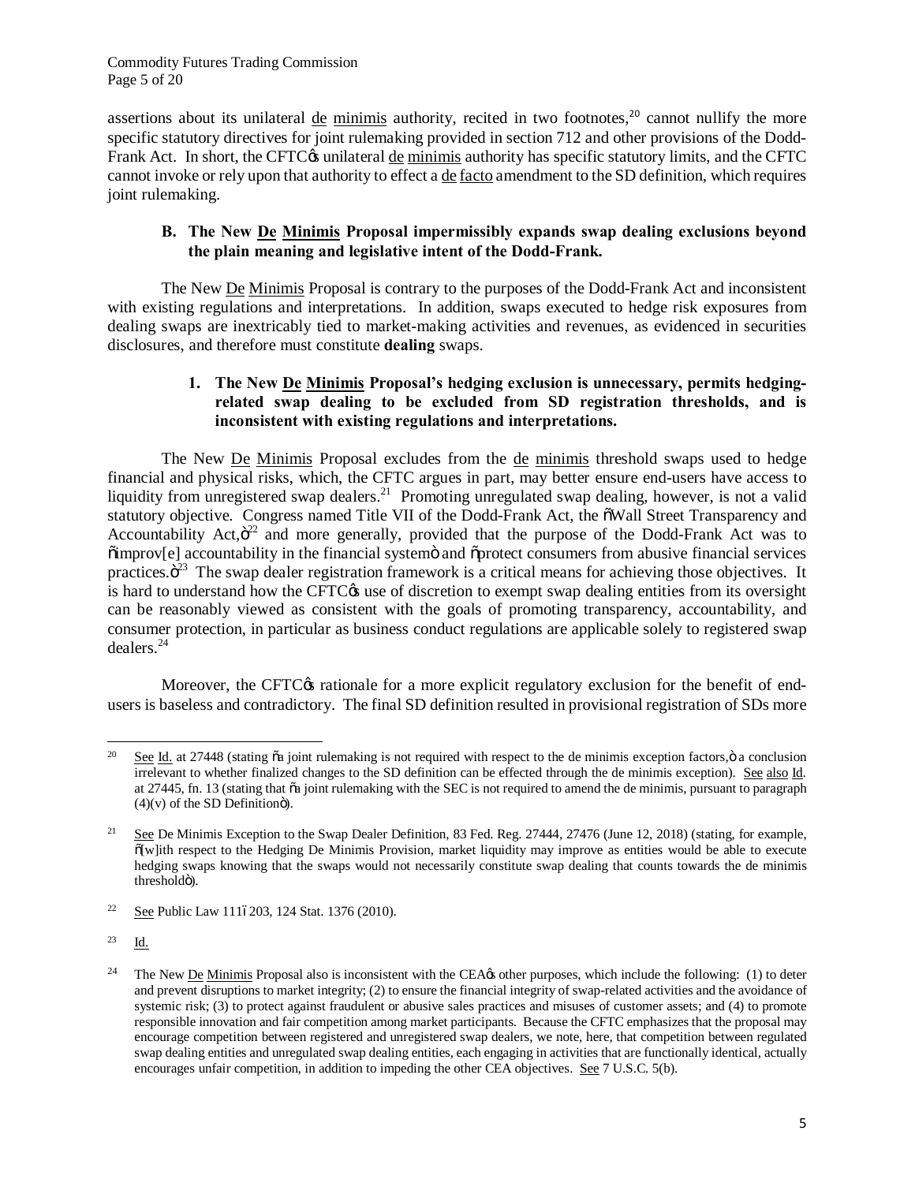assertions about its unilateral de minimis authority, recited in two footnotes,[20] cannot nullify the more specific statutory directives for joint rulemaking provided in section 712 and other provisions of the Dodd-Frank Act. In short, the CFTC's unilateral de minimis authority has specific statutory limits, and the CFTC cannot invoke or rely upon that authority to effect a de facto amendment to the SD definition, which requires joint rulemaking.

### B. The New De Minimis Proposal impermissibly expands swap dealing exclusions beyond the plain meaning and legislative intent of the Dodd-Frank.

The New De Minimis Proposal is contrary to the purposes of the Dodd-Frank Act and inconsistent with existing regulations and interpretations. In addition, swaps executed to hedge risk exposures from dealing swaps are inextricably tied to market-making activities and revenues, as evidenced in securities disclosures, and therefore must constitute **dealing** swaps.

#### 1. The New De Minimis Proposal's hedging exclusion is unnecessary, permits hedging-related swap dealing to be excluded from SD registration thresholds, and is inconsistent with existing regulations and interpretations.

The New De Minimis Proposal excludes from the de minimis threshold swaps used to hedge financial and physical risks, which, the CFTC argues in part, may better ensure end-users have access to liquidity from unregistered swap dealers.[21] Promoting unregulated swap dealing, however, is not a valid statutory objective. Congress named Title VII of the Dodd-Frank Act, the "Wall Street Transparency and Accountability Act,"[22] and more generally, provided that the purpose of the Dodd-Frank Act was to "improv[e] accountability in the financial system" and "protect consumers from abusive financial services practices."[23] The swap dealer registration framework is a critical means for achieving those objectives. It is hard to understand how the CFTC's use of discretion to exempt swap dealing entities from its oversight can be reasonably viewed as consistent with the goals of promoting transparency, accountability, and consumer protection, in particular as business conduct regulations are applicable solely to registered swap dealers.[24]

Moreover, the CFTC's rationale for a more explicit regulatory exclusion for the benefit of end-users is baseless and contradictory. The final SD definition resulted in provisional registration of SDs more

---

[20] See Id. at 27448 (stating "a joint rulemaking is not required with respect to the de minimis exception factors," a conclusion irrelevant to whether finalized changes to the SD definition can be effected through the de minimis exception). See also Id. at 27445, fn. 13 (stating that "a joint rulemaking with the SEC is not required to amend the de minimis, pursuant to paragraph (4)(v) of the SD Definition").

[21] See De Minimis Exception to the Swap Dealer Definition, 83 Fed. Reg. 27444, 27476 (June 12, 2018) (stating, for example, "[w]ith respect to the Hedging De Minimis Provision, market liquidity may improve as entities would be able to execute hedging swaps knowing that the swaps would not necessarily constitute swap dealing that counts towards the de minimis threshold").

[22] See Public Law 111–203, 124 Stat. 1376 (2010).

[23] Id.

[24] The New De Minimis Proposal also is inconsistent with the CEA's other purposes, which include the following: (1) to deter and prevent disruptions to market integrity; (2) to ensure the financial integrity of swap-related activities and the avoidance of systemic risk; (3) to protect against fraudulent or abusive sales practices and misuses of customer assets; and (4) to promote responsible innovation and fair competition among market participants. Because the CFTC emphasizes that the proposal may encourage competition between registered and unregistered swap dealers, we note, here, that competition between regulated swap dealing entities and unregulated swap dealing entities, each engaging in activities that are functionally identical, actually encourages unfair competition, in addition to impeding the other CEA objectives. See 7 U.S.C. 5(b).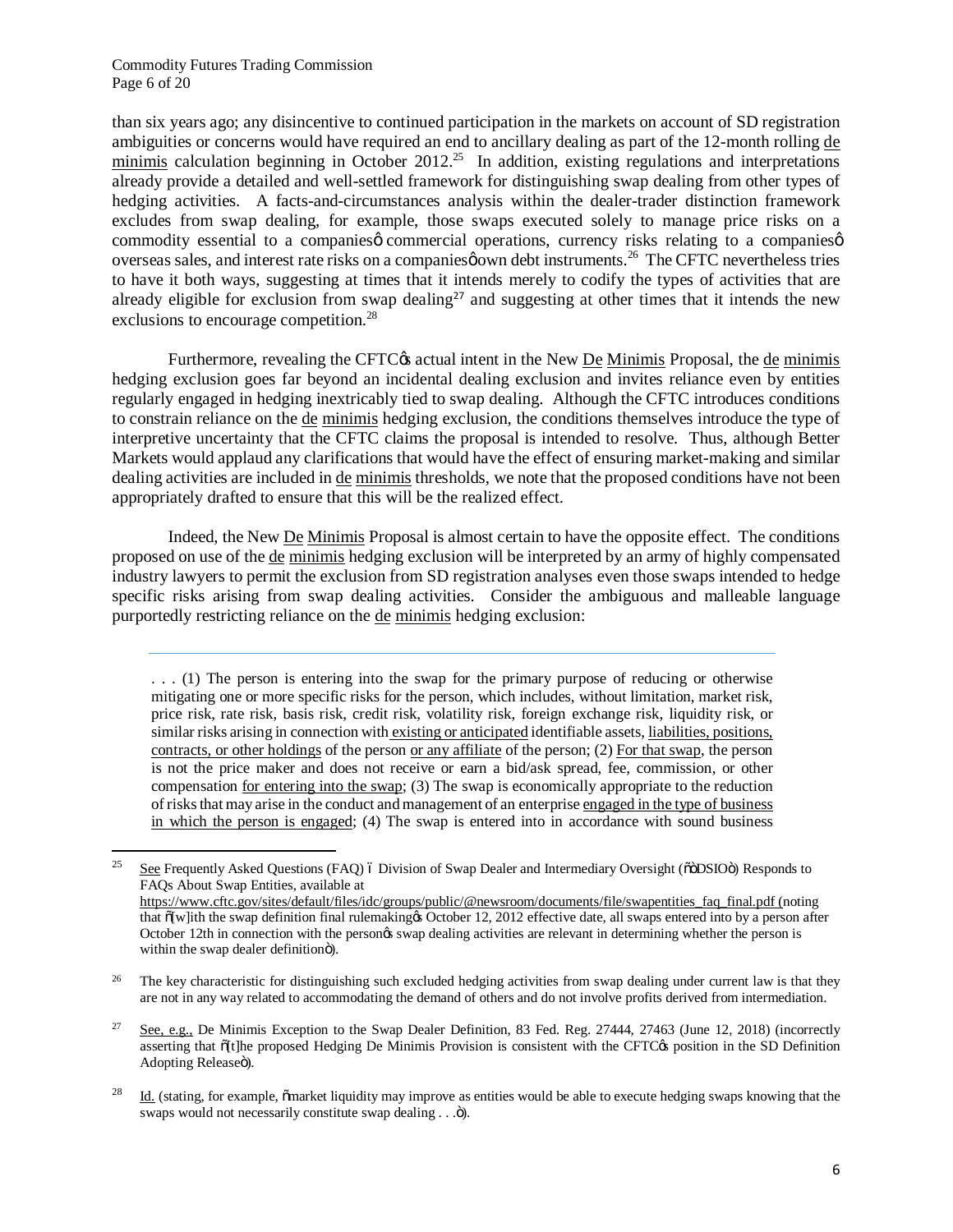than six years ago; any disincentive to continued participation in the markets on account of SD registration ambiguities or concerns would have required an end to ancillary dealing as part of the 12-month rolling de minimis calculation beginning in October 2012.[25] In addition, existing regulations and interpretations already provide a detailed and well-settled framework for distinguishing swap dealing from other types of hedging activities. A facts-and-circumstances analysis within the dealer-trader distinction framework excludes from swap dealing, for example, those swaps executed solely to manage price risks on a commodity essential to a companies' commercial operations, currency risks relating to a companies' overseas sales, and interest rate risks on a companies' own debt instruments.[26] The CFTC nevertheless tries to have it both ways, suggesting at times that it intends merely to codify the types of activities that are already eligible for exclusion from swap dealing[27] and suggesting at other times that it intends the new exclusions to encourage competition.[28]

Furthermore, revealing the CFTC's actual intent in the New De Minimis Proposal, the de minimis hedging exclusion goes far beyond an incidental dealing exclusion and invites reliance even by entities regularly engaged in hedging inextricably tied to swap dealing. Although the CFTC introduces conditions to constrain reliance on the de minimis hedging exclusion, the conditions themselves introduce the type of interpretive uncertainty that the CFTC claims the proposal is intended to resolve. Thus, although Better Markets would applaud any clarifications that would have the effect of ensuring market-making and similar dealing activities are included in de minimis thresholds, we note that the proposed conditions have not been appropriately drafted to ensure that this will be the realized effect.

Indeed, the New De Minimis Proposal is almost certain to have the opposite effect. The conditions proposed on use of the de minimis hedging exclusion will be interpreted by an army of highly compensated industry lawyers to permit the exclusion from SD registration analyses even those swaps intended to hedge specific risks arising from swap dealing activities. Consider the ambiguous and malleable language purportedly restricting reliance on the de minimis hedging exclusion:

> . . . (1) The person is entering into the swap for the primary purpose of reducing or otherwise mitigating one or more specific risks for the person, which includes, without limitation, market risk, price risk, rate risk, basis risk, credit risk, volatility risk, foreign exchange risk, liquidity risk, or similar risks arising in connection with existing or anticipated identifiable assets, liabilities, positions, contracts, or other holdings of the person or any affiliate of the person; (2) For that swap, the person is not the price maker and does not receive or earn a bid/ask spread, fee, commission, or other compensation for entering into the swap; (3) The swap is economically appropriate to the reduction of risks that may arise in the conduct and management of an enterprise engaged in the type of business in which the person is engaged; (4) The swap is entered into in accordance with sound business

---

[25] See Frequently Asked Questions (FAQ) – Division of Swap Dealer and Intermediary Oversight ("DSIO") Responds to FAQs About Swap Entities, available at https://www.cftc.gov/sites/default/files/idc/groups/public/@newsroom/documents/file/swapentities_faq_final.pdf (noting that "[w]ith the swap definition final rulemaking's October 12, 2012 effective date, all swaps entered into by a person after October 12th in connection with the person's swap dealing activities are relevant in determining whether the person is within the swap dealer definition").

[26] The key characteristic for distinguishing such excluded hedging activities from swap dealing under current law is that they are not in any way related to accommodating the demand of others and do not involve profits derived from intermediation.

[27] See, e.g., De Minimis Exception to the Swap Dealer Definition, 83 Fed. Reg. 27444, 27463 (June 12, 2018) (incorrectly asserting that "[t]he proposed Hedging De Minimis Provision is consistent with the CFTC's position in the SD Definition Adopting Release").

[28] Id. (stating, for example, "market liquidity may improve as entities would be able to execute hedging swaps knowing that the swaps would not necessarily constitute swap dealing . . .").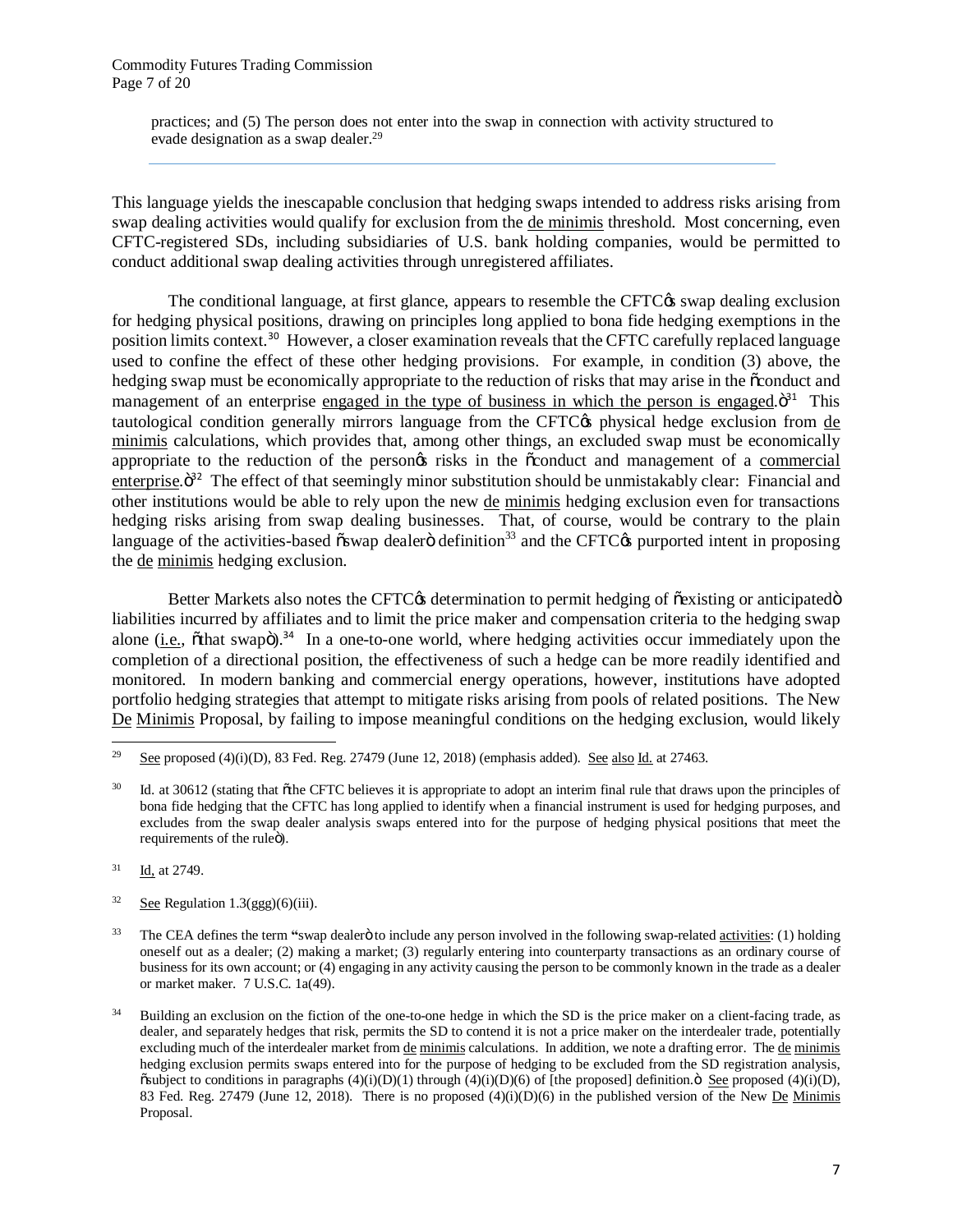> practices; and (5) The person does not enter into the swap in connection with activity structured to evade designation as a swap dealer.[29]

This language yields the inescapable conclusion that hedging swaps intended to address risks arising from swap dealing activities would qualify for exclusion from the de minimis threshold. Most concerning, even CFTC-registered SDs, including subsidiaries of U.S. bank holding companies, would be permitted to conduct additional swap dealing activities through unregistered affiliates.

The conditional language, at first glance, appears to resemble the CFTC's swap dealing exclusion for hedging physical positions, drawing on principles long applied to bona fide hedging exemptions in the position limits context.[30] However, a closer examination reveals that the CFTC carefully replaced language used to confine the effect of these other hedging provisions. For example, in condition (3) above, the hedging swap must be economically appropriate to the reduction of risks that may arise in the "conduct and management of an enterprise engaged in the type of business in which the person is engaged."[31] This tautological condition generally mirrors language from the CFTC's physical hedge exclusion from de minimis calculations, which provides that, among other things, an excluded swap must be economically appropriate to the reduction of the person's risks in the "conduct and management of a commercial enterprise."[32] The effect of that seemingly minor substitution should be unmistakably clear: Financial and other institutions would be able to rely upon the new de minimis hedging exclusion even for transactions hedging risks arising from swap dealing businesses. That, of course, would be contrary to the plain language of the activities-based "swap dealer" definition[33] and the CFTC's purported intent in proposing the de minimis hedging exclusion.

Better Markets also notes the CFTC's determination to permit hedging of "existing or anticipated" liabilities incurred by affiliates and to limit the price maker and compensation criteria to the hedging swap alone (i.e., "that swap").[34] In a one-to-one world, where hedging activities occur immediately upon the completion of a directional position, the effectiveness of such a hedge can be more readily identified and monitored. In modern banking and commercial energy operations, however, institutions have adopted portfolio hedging strategies that attempt to mitigate risks arising from pools of related positions. The New De Minimis Proposal, by failing to impose meaningful conditions on the hedging exclusion, would likely

---

[29] See proposed (4)(i)(D), 83 Fed. Reg. 27479 (June 12, 2018) (emphasis added). See also Id. at 27463.

[30] Id. at 30612 (stating that "the CFTC believes it is appropriate to adopt an interim final rule that draws upon the principles of bona fide hedging that the CFTC has long applied to identify when a financial instrument is used for hedging purposes, and excludes from the swap dealer analysis swaps entered into for the purpose of hedging physical positions that meet the requirements of the rule").

[31] Id. at 2749.

[32] See Regulation 1.3(ggg)(6)(iii).

[33] The CEA defines the term "swap dealer" to include any person involved in the following swap-related activities: (1) holding oneself out as a dealer; (2) making a market; (3) regularly entering into counterparty transactions as an ordinary course of business for its own account; or (4) engaging in any activity causing the person to be commonly known in the trade as a dealer or market maker. 7 U.S.C. 1a(49).

[34] Building an exclusion on the fiction of the one-to-one hedge in which the SD is the price maker on a client-facing trade, as dealer, and separately hedges that risk, permits the SD to contend it is not a price maker on the interdealer trade, potentially excluding much of the interdealer market from de minimis calculations. In addition, we note a drafting error. The de minimis hedging exclusion permits swaps entered into for the purpose of hedging to be excluded from the SD registration analysis, "subject to conditions in paragraphs (4)(i)(D)(1) through (4)(i)(D)(6) of [the proposed] definition." See proposed (4)(i)(D), 83 Fed. Reg. 27479 (June 12, 2018). There is no proposed (4)(i)(D)(6) in the published version of the New De Minimis Proposal.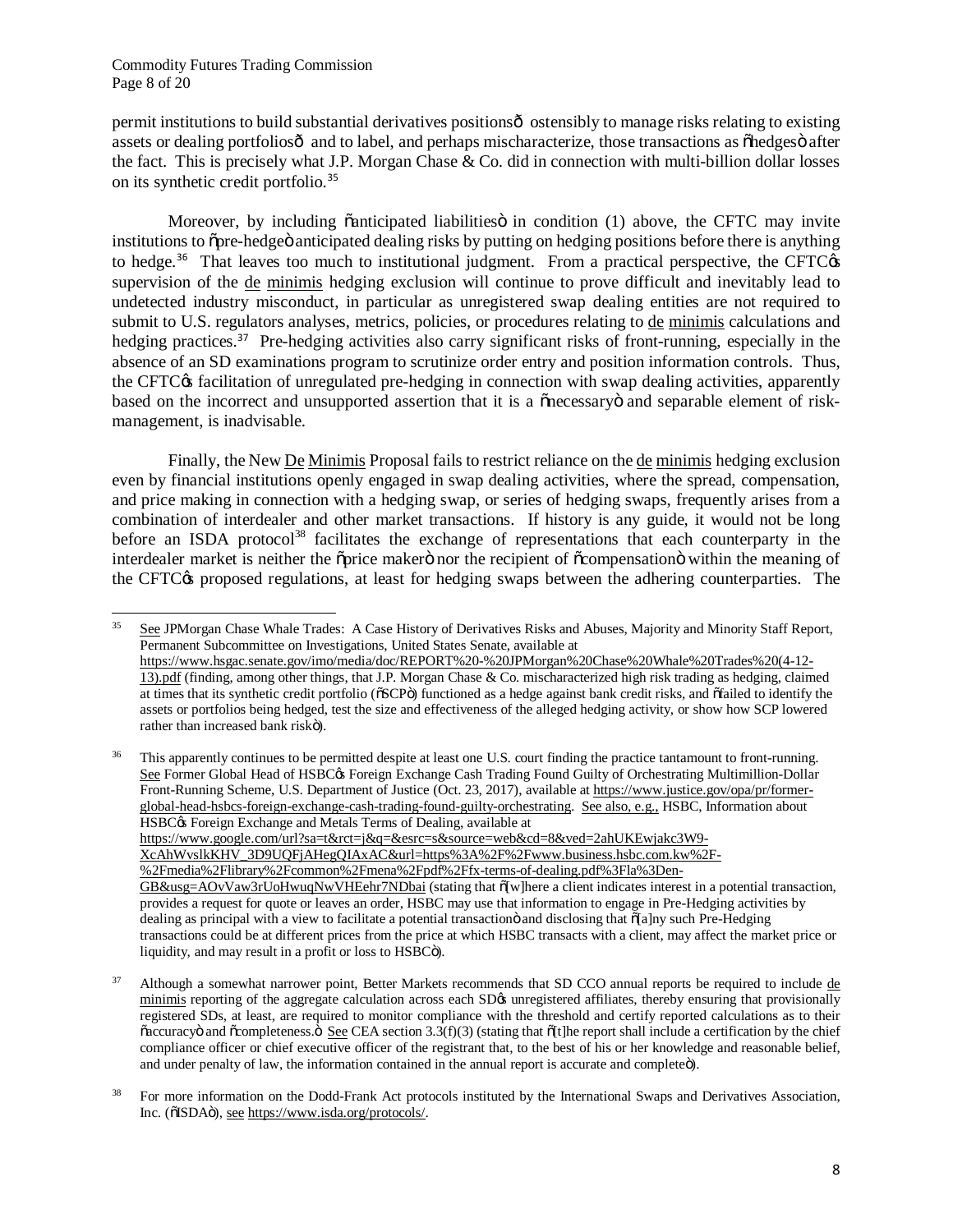permit institutions to build substantial derivatives positions— ostensibly to manage risks relating to existing assets or dealing portfolios— and to label, and perhaps mischaracterize, those transactions as "hedges" after the fact. This is precisely what J.P. Morgan Chase & Co. did in connection with multi-billion dollar losses on its synthetic credit portfolio.[35]

Moreover, by including "anticipated liabilities" in condition (1) above, the CFTC may invite institutions to "pre-hedge" anticipated dealing risks by putting on hedging positions before there is anything to hedge.[36] That leaves too much to institutional judgment. From a practical perspective, the CFTC's supervision of the de minimis hedging exclusion will continue to prove difficult and inevitably lead to undetected industry misconduct, in particular as unregistered swap dealing entities are not required to submit to U.S. regulators analyses, metrics, policies, or procedures relating to de minimis calculations and hedging practices.[37] Pre-hedging activities also carry significant risks of front-running, especially in the absence of an SD examinations program to scrutinize order entry and position information controls. Thus, the CFTC's facilitation of unregulated pre-hedging in connection with swap dealing activities, apparently based on the incorrect and unsupported assertion that it is a "necessary" and separable element of risk-management, is inadvisable.

Finally, the New De Minimis Proposal fails to restrict reliance on the de minimis hedging exclusion even by financial institutions openly engaged in swap dealing activities, where the spread, compensation, and price making in connection with a hedging swap, or series of hedging swaps, frequently arises from a combination of interdealer and other market transactions. If history is any guide, it would not be long before an ISDA protocol[38] facilitates the exchange of representations that each counterparty in the interdealer market is neither the "price maker" nor the recipient of "compensation" within the meaning of the CFTC's proposed regulations, at least for hedging swaps between the adhering counterparties. The

---

[35] See JPMorgan Chase Whale Trades: A Case History of Derivatives Risks and Abuses, Majority and Minority Staff Report, Permanent Subcommittee on Investigations, United States Senate, available at https://www.hsgac.senate.gov/imo/media/doc/REPORT%20-%20JPMorgan%20Chase%20Whale%20Trades%20(4-12-13).pdf (finding, among other things, that J.P. Morgan Chase & Co. mischaracterized high risk trading as hedging, claimed at times that its synthetic credit portfolio ("SCP") functioned as a hedge against bank credit risks, and "failed to identify the assets or portfolios being hedged, test the size and effectiveness of the alleged hedging activity, or show how SCP lowered rather than increased bank risk").

[36] This apparently continues to be permitted despite at least one U.S. court finding the practice tantamount to front-running. See Former Global Head of HSBC's Foreign Exchange Cash Trading Found Guilty of Orchestrating Multimillion-Dollar Front-Running Scheme, U.S. Department of Justice (Oct. 23, 2017), available at https://www.justice.gov/opa/pr/former-global-head-hsbcs-foreign-exchange-cash-trading-found-guilty-orchestrating. See also, e.g., HSBC, Information about HSBC's Foreign Exchange and Metals Terms of Dealing, available at https://www.google.com/url?sa=t&rct=j&q=&esrc=s&source=web&cd=8&ved=2ahUKEwjakc3W9-XcAhWvslkKHV_3D9UQFjAHegQIAxAC&url=https%3A%2F%2Fwww.business.hsbc.com.kw%2F-%2Fmedia%2Flibrary%2Fcommon%2Fmena%2Fpdf%2Ffx-terms-of-dealing.pdf%3Fla%3Den-GB&usg=AOvVaw3rUoHwuqNwVHEehr7NDbai (stating that "[w]here a client indicates interest in a potential transaction, provides a request for quote or leaves an order, HSBC may use that information to engage in Pre-Hedging activities by dealing as principal with a view to facilitate a potential transaction" and disclosing that "[a]ny such Pre-Hedging transactions could be at different prices from the price at which HSBC transacts with a client, may affect the market price or liquidity, and may result in a profit or loss to HSBC").

[37] Although a somewhat narrower point, Better Markets recommends that SD CCO annual reports be required to include de minimis reporting of the aggregate calculation across each SD's unregistered affiliates, thereby ensuring that provisionally registered SDs, at least, are required to monitor compliance with the threshold and certify reported calculations as to their "accuracy" and "completeness." See CEA section 3.3(f)(3) (stating that "[t]he report shall include a certification by the chief compliance officer or chief executive officer of the registrant that, to the best of his or her knowledge and reasonable belief, and under penalty of law, the information contained in the annual report is accurate and complete").

[38] For more information on the Dodd-Frank Act protocols instituted by the International Swaps and Derivatives Association, Inc. ("ISDA"), see https://www.isda.org/protocols/.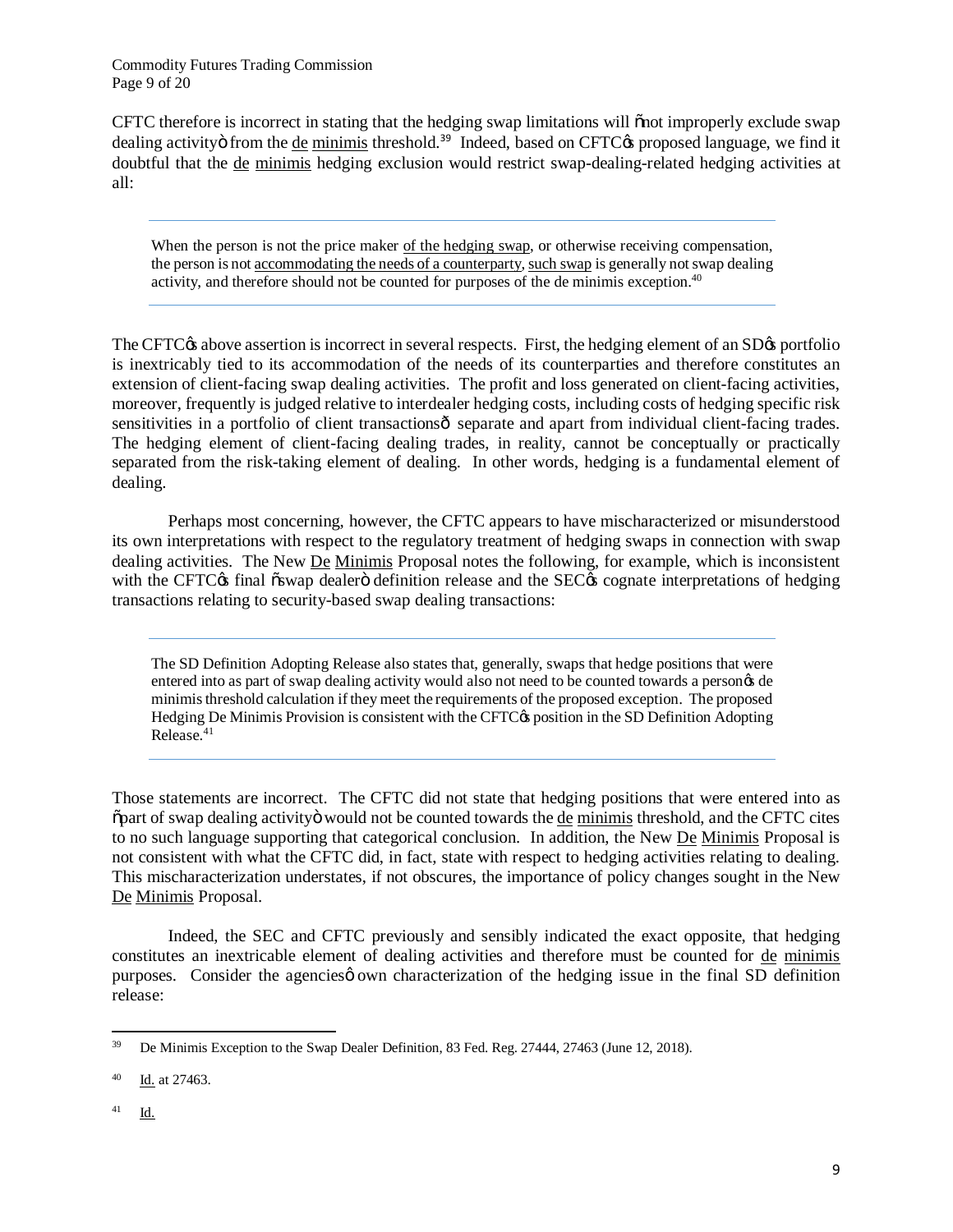CFTC therefore is incorrect in stating that the hedging swap limitations will "not improperly exclude swap dealing activity" from the de minimis threshold.[39] Indeed, based on CFTC's proposed language, we find it doubtful that the de minimis hedging exclusion would restrict swap-dealing-related hedging activities at all:

> When the person is not the price maker of the hedging swap, or otherwise receiving compensation, the person is not accommodating the needs of a counterparty, such swap is generally not swap dealing activity, and therefore should not be counted for purposes of the de minimis exception.[40]

The CFTC's above assertion is incorrect in several respects. First, the hedging element of an SD's portfolio is inextricably tied to its accommodation of the needs of its counterparties and therefore constitutes an extension of client-facing swap dealing activities. The profit and loss generated on client-facing activities, moreover, frequently is judged relative to interdealer hedging costs, including costs of hedging specific risk sensitivities in a portfolio of client transactions— separate and apart from individual client-facing trades. The hedging element of client-facing dealing trades, in reality, cannot be conceptually or practically separated from the risk-taking element of dealing. In other words, hedging is a fundamental element of dealing.

Perhaps most concerning, however, the CFTC appears to have mischaracterized or misunderstood its own interpretations with respect to the regulatory treatment of hedging swaps in connection with swap dealing activities. The New De Minimis Proposal notes the following, for example, which is inconsistent with the CFTC's final "swap dealer" definition release and the SEC's cognate interpretations of hedging transactions relating to security-based swap dealing transactions:

> The SD Definition Adopting Release also states that, generally, swaps that hedge positions that were entered into as part of swap dealing activity would also not need to be counted towards a person's de minimis threshold calculation if they meet the requirements of the proposed exception. The proposed Hedging De Minimis Provision is consistent with the CFTC's position in the SD Definition Adopting Release.[41]

Those statements are incorrect. The CFTC did not state that hedging positions that were entered into as "part of swap dealing activity" would not be counted towards the de minimis threshold, and the CFTC cites to no such language supporting that categorical conclusion. In addition, the New De Minimis Proposal is not consistent with what the CFTC did, in fact, state with respect to hedging activities relating to dealing. This mischaracterization understates, if not obscures, the importance of policy changes sought in the New De Minimis Proposal.

Indeed, the SEC and CFTC previously and sensibly indicated the exact opposite, that hedging constitutes an inextricable element of dealing activities and therefore must be counted for de minimis purposes. Consider the agencies' own characterization of the hedging issue in the final SD definition release:

---

[39] De Minimis Exception to the Swap Dealer Definition, 83 Fed. Reg. 27444, 27463 (June 12, 2018).

[40] Id. at 27463.

[41] Id.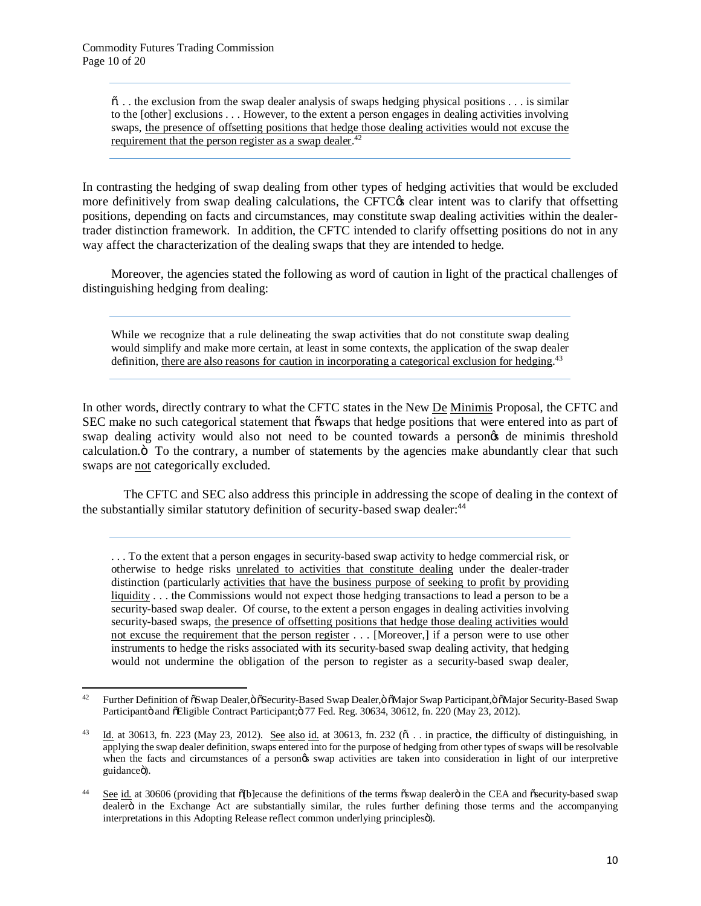> ". . . the exclusion from the swap dealer analysis of swaps hedging physical positions . . . is similar to the [other] exclusions . . . However, to the extent a person engages in dealing activities involving swaps, <u>the presence of offsetting positions that hedge those dealing activities would not excuse the requirement that the person register as a swap dealer</u>.[42]

In contrasting the hedging of swap dealing from other types of hedging activities that would be excluded more definitively from swap dealing calculations, the CFTC's clear intent was to clarify that offsetting positions, depending on facts and circumstances, may constitute swap dealing activities within the dealer-trader distinction framework. In addition, the CFTC intended to clarify offsetting positions do not in any way affect the characterization of the dealing swaps that they are intended to hedge.

Moreover, the agencies stated the following as word of caution in light of the practical challenges of distinguishing hedging from dealing:

> While we recognize that a rule delineating the swap activities that do not constitute swap dealing would simplify and make more certain, at least in some contexts, the application of the swap dealer definition, <u>there are also reasons for caution in incorporating a categorical exclusion for hedging</u>.[43]

In other words, directly contrary to what the CFTC states in the New <u>De Minimis</u> Proposal, the CFTC and SEC make no such categorical statement that "swaps that hedge positions that were entered into as part of swap dealing activity would also not need to be counted towards a person's de minimis threshold calculation." To the contrary, a number of statements by the agencies make abundantly clear that such swaps are <u>not</u> categorically excluded.

The CFTC and SEC also address this principle in addressing the scope of dealing in the context of the substantially similar statutory definition of security-based swap dealer:[44]

> . . . To the extent that a person engages in security-based swap activity to hedge commercial risk, or otherwise to hedge risks <u>unrelated to activities that constitute dealing</u> under the dealer-trader distinction (particularly <u>activities that have the business purpose of seeking to profit by providing liquidity</u> . . . the Commissions would not expect those hedging transactions to lead a person to be a security-based swap dealer. Of course, to the extent a person engages in dealing activities involving security-based swaps, <u>the presence of offsetting positions that hedge those dealing activities would not excuse the requirement that the person register</u> . . . [Moreover,] if a person were to use other instruments to hedge the risks associated with its security-based swap dealing activity, that hedging would not undermine the obligation of the person to register as a security-based swap dealer,

---

[42] Further Definition of "Swap Dealer," "Security-Based Swap Dealer," "Major Swap Participant," "Major Security-Based Swap Participant" and "Eligible Contract Participant;" 77 Fed. Reg. 30634, 30612, fn. 220 (May 23, 2012).

[43] <u>Id.</u> at 30613, fn. 223 (May 23, 2012). <u>See also id.</u> at 30613, fn. 232 (". . . in practice, the difficulty of distinguishing, in applying the swap dealer definition, swaps entered into for the purpose of hedging from other types of swaps will be resolvable when the facts and circumstances of a person's swap activities are taken into consideration in light of our interpretive guidance").

[44] <u>See id.</u> at 30606 (providing that "[b]ecause the definitions of the terms "swap dealer" in the CEA and "security-based swap dealer" in the Exchange Act are substantially similar, the rules further defining those terms and the accompanying interpretations in this Adopting Release reflect common underlying principles").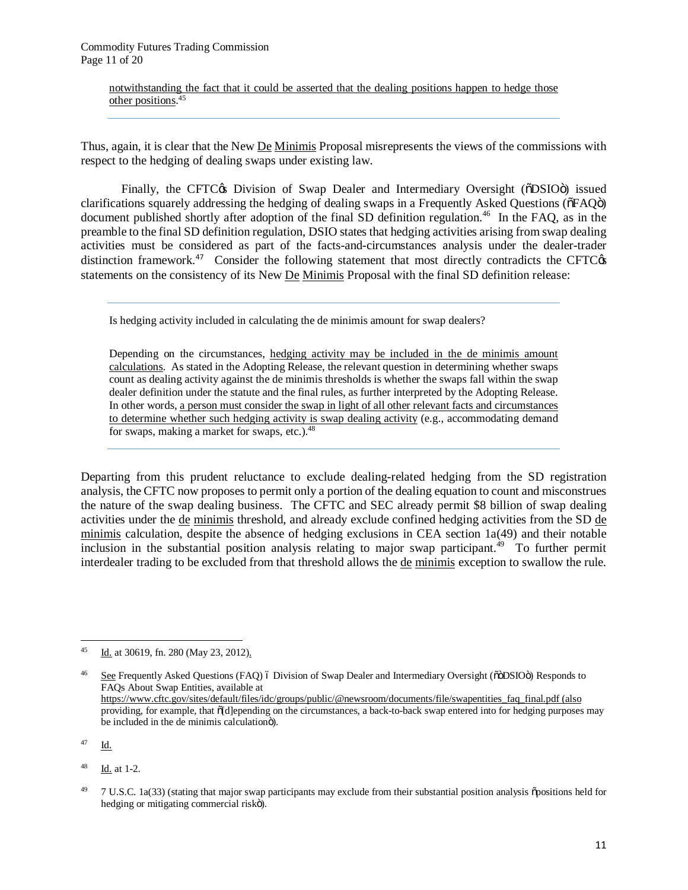notwithstanding the fact that it could be asserted that the dealing positions happen to hedge those other positions.[45]

---

Thus, again, it is clear that the New De Minimis Proposal misrepresents the views of the commissions with respect to the hedging of dealing swaps under existing law.

Finally, the CFTC's Division of Swap Dealer and Intermediary Oversight ("DSIO") issued clarifications squarely addressing the hedging of dealing swaps in a Frequently Asked Questions ("FAQ") document published shortly after adoption of the final SD definition regulation.[46] In the FAQ, as in the preamble to the final SD definition regulation, DSIO states that hedging activities arising from swap dealing activities must be considered as part of the facts-and-circumstances analysis under the dealer-trader distinction framework.[47] Consider the following statement that most directly contradicts the CFTC's statements on the consistency of its New De Minimis Proposal with the final SD definition release:

---

> Is hedging activity included in calculating the de minimis amount for swap dealers?
>
> Depending on the circumstances, hedging activity may be included in the de minimis amount calculations. As stated in the Adopting Release, the relevant question in determining whether swaps count as dealing activity against the de minimis thresholds is whether the swaps fall within the swap dealer definition under the statute and the final rules, as further interpreted by the Adopting Release. In other words, a person must consider the swap in light of all other relevant facts and circumstances to determine whether such hedging activity is swap dealing activity (e.g., accommodating demand for swaps, making a market for swaps, etc.).[48]

---

Departing from this prudent reluctance to exclude dealing-related hedging from the SD registration analysis, the CFTC now proposes to permit only a portion of the dealing equation to count and misconstrues the nature of the swap dealing business. The CFTC and SEC already permit $8 billion of swap dealing activities under the de minimis threshold, and already exclude confined hedging activities from the SD de minimis calculation, despite the absence of hedging exclusions in CEA section 1a(49) and their notable inclusion in the substantial position analysis relating to major swap participant.[49] To further permit interdealer trading to be excluded from that threshold allows the de minimis exception to swallow the rule.

---

[45] Id. at 30619, fn. 280 (May 23, 2012).

[46] See Frequently Asked Questions (FAQ) – Division of Swap Dealer and Intermediary Oversight ("DSIO") Responds to FAQs About Swap Entities, available at https://www.cftc.gov/sites/default/files/idc/groups/public/@newsroom/documents/file/swapentities_faq_final.pdf (also providing, for example, that "[d]epending on the circumstances, a back-to-back swap entered into for hedging purposes may be included in the de minimis calculation").

[47] Id.

[48] Id. at 1-2.

[49] 7 U.S.C. 1a(33) (stating that major swap participants may exclude from their substantial position analysis "positions held for hedging or mitigating commercial risk").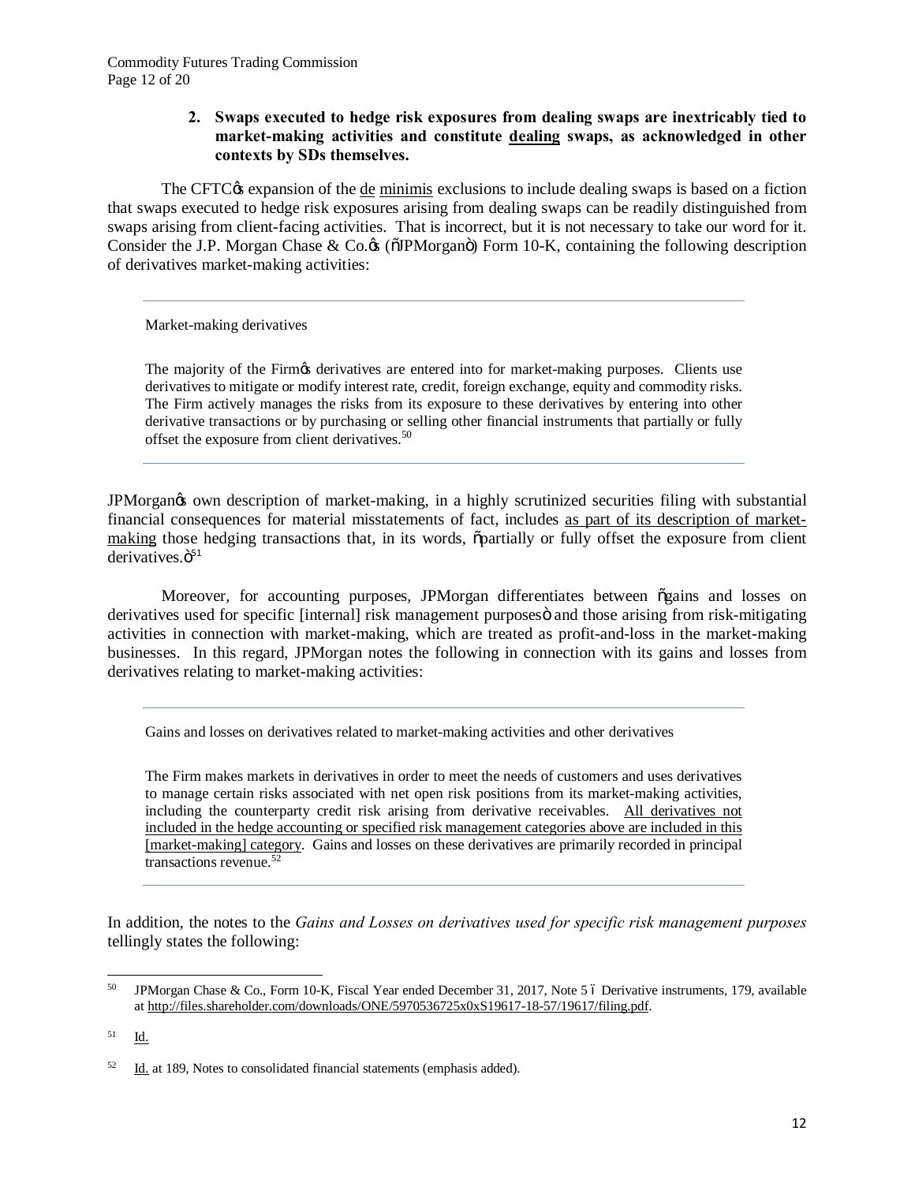**2. Swaps executed to hedge risk exposures from dealing swaps are inextricably tied to market-making activities and constitute dealing swaps, as acknowledged in other contexts by SDs themselves.**

The CFTC's expansion of the de minimis exclusions to include dealing swaps is based on a fiction that swaps executed to hedge risk exposures arising from dealing swaps can be readily distinguished from swaps arising from client-facing activities. That is incorrect, but it is not necessary to take our word for it. Consider the J.P. Morgan Chase & Co.'s ("JPMorgan") Form 10-K, containing the following description of derivatives market-making activities:

---

> Market-making derivatives
>
> The majority of the Firm's derivatives are entered into for market-making purposes. Clients use derivatives to mitigate or modify interest rate, credit, foreign exchange, equity and commodity risks. The Firm actively manages the risks from its exposure to these derivatives by entering into other derivative transactions or by purchasing or selling other financial instruments that partially or fully offset the exposure from client derivatives.[50]

---

JPMorgan's own description of market-making, in a highly scrutinized securities filing with substantial financial consequences for material misstatements of fact, includes as part of its description of market-making those hedging transactions that, in its words, "partially or fully offset the exposure from client derivatives."[51]

Moreover, for accounting purposes, JPMorgan differentiates between "gains and losses on derivatives used for specific [internal] risk management purposes" and those arising from risk-mitigating activities in connection with market-making, which are treated as profit-and-loss in the market-making businesses. In this regard, JPMorgan notes the following in connection with its gains and losses from derivatives relating to market-making activities:

---

> Gains and losses on derivatives related to market-making activities and other derivatives
>
> The Firm makes markets in derivatives in order to meet the needs of customers and uses derivatives to manage certain risks associated with net open risk positions from its market-making activities, including the counterparty credit risk arising from derivative receivables. All derivatives not included in the hedge accounting or specified risk management categories above are included in this [market-making] category. Gains and losses on these derivatives are primarily recorded in principal transactions revenue.[52]

---

In addition, the notes to the *Gains and Losses on derivatives used for specific risk management purposes* tellingly states the following:

---

[50] JPMorgan Chase & Co., Form 10-K, Fiscal Year ended December 31, 2017, Note 5 – Derivative instruments, 179, available at http://files.shareholder.com/downloads/ONE/5970536725x0xS19617-18-57/19617/filing.pdf.

[51] Id.

[52] Id. at 189, Notes to consolidated financial statements (emphasis added).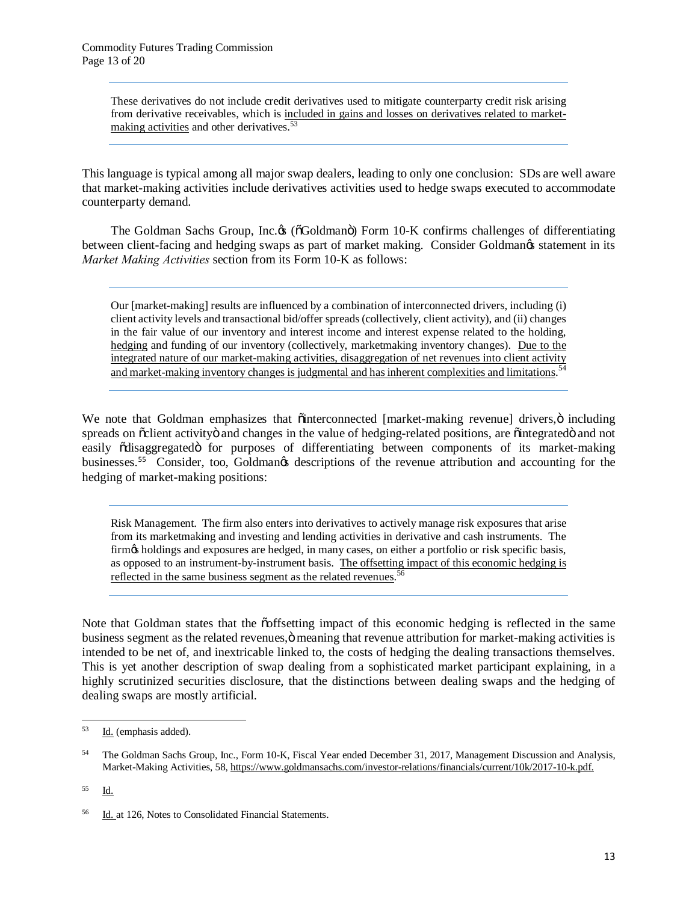> These derivatives do not include credit derivatives used to mitigate counterparty credit risk arising from derivative receivables, which is <u>included in gains and losses on derivatives related to market-making activities</u> and other derivatives.[53]

This language is typical among all major swap dealers, leading to only one conclusion: SDs are well aware that market-making activities include derivatives activities used to hedge swaps executed to accommodate counterparty demand.

The Goldman Sachs Group, Inc.'s ("Goldman") Form 10-K confirms challenges of differentiating between client-facing and hedging swaps as part of market making. Consider Goldman's statement in its *Market Making Activities* section from its Form 10-K as follows:

> Our [market-making] results are influenced by a combination of interconnected drivers, including (i) client activity levels and transactional bid/offer spreads (collectively, client activity), and (ii) changes in the fair value of our inventory and interest income and interest expense related to the holding, <u>hedging</u> and funding of our inventory (collectively, marketmaking inventory changes). <u>Due to the integrated nature of our market-making activities, disaggregation of net revenues into client activity and market-making inventory changes is judgmental and has inherent complexities and limitations</u>.[54]

We note that Goldman emphasizes that "interconnected [market-making revenue] drivers," including spreads on "client activity" and changes in the value of hedging-related positions, are "integrated" and not easily "disaggregated" for purposes of differentiating between components of its market-making businesses.[55] Consider, too, Goldman's descriptions of the revenue attribution and accounting for the hedging of market-making positions:

> Risk Management. The firm also enters into derivatives to actively manage risk exposures that arise from its marketmaking and investing and lending activities in derivative and cash instruments. The firm's holdings and exposures are hedged, in many cases, on either a portfolio or risk specific basis, as opposed to an instrument-by-instrument basis. <u>The offsetting impact of this economic hedging is reflected in the same business segment as the related revenues</u>.[56]

Note that Goldman states that the "offsetting impact of this economic hedging is reflected in the same business segment as the related revenues," meaning that revenue attribution for market-making activities is intended to be net of, and inextricable linked to, the costs of hedging the dealing transactions themselves. This is yet another description of swap dealing from a sophisticated market participant explaining, in a highly scrutinized securities disclosure, that the distinctions between dealing swaps and the hedging of dealing swaps are mostly artificial.

---

[53] <u>Id.</u> (emphasis added).

[54] The Goldman Sachs Group, Inc., Form 10-K, Fiscal Year ended December 31, 2017, Management Discussion and Analysis, Market-Making Activities, 58, https://www.goldmansachs.com/investor-relations/financials/current/10k/2017-10-k.pdf.

[55] <u>Id.</u>

[56] <u>Id.</u> at 126, Notes to Consolidated Financial Statements.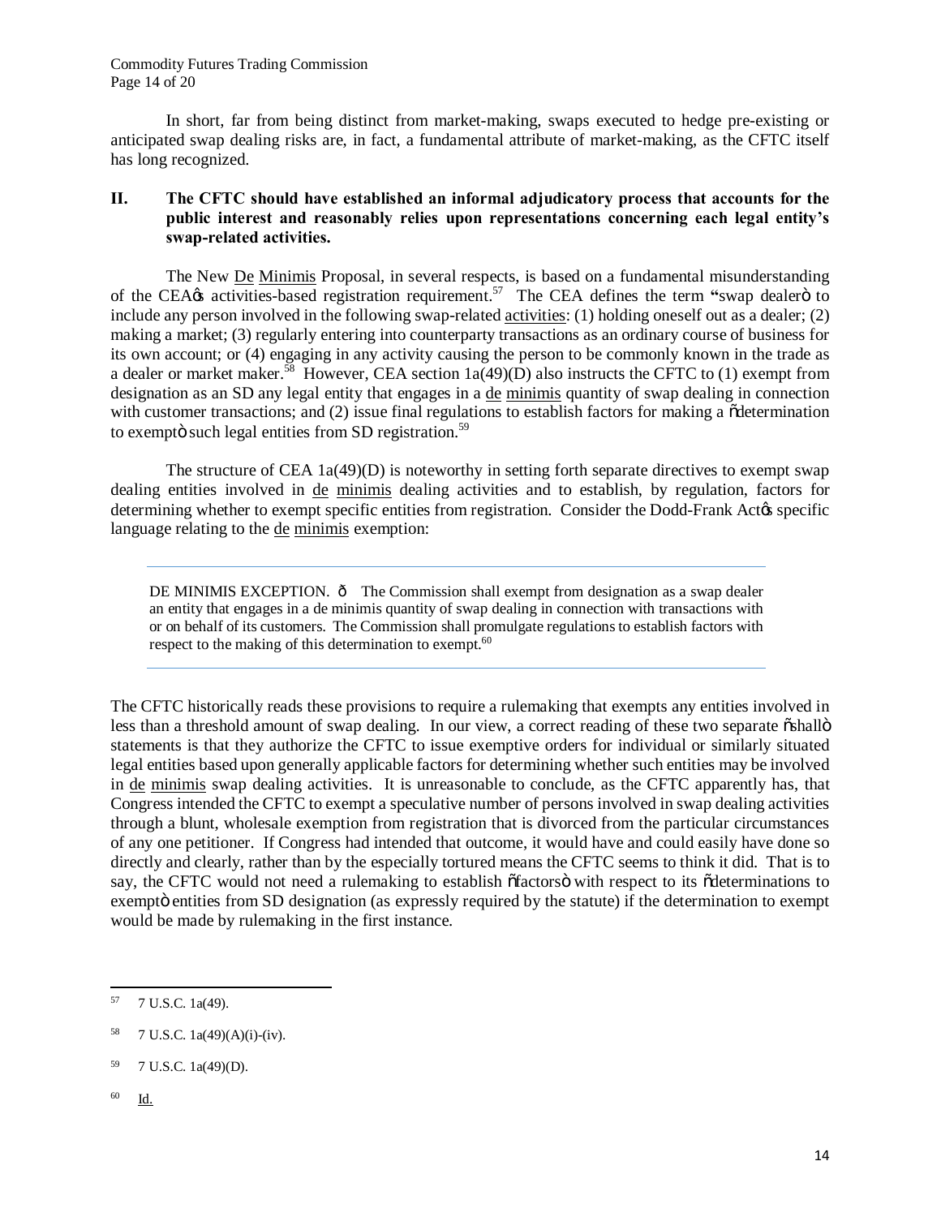In short, far from being distinct from market-making, swaps executed to hedge pre-existing or anticipated swap dealing risks are, in fact, a fundamental attribute of market-making, as the CFTC itself has long recognized.

## II. The CFTC should have established an informal adjudicatory process that accounts for the public interest and reasonably relies upon representations concerning each legal entity's swap-related activities.

The New De Minimis Proposal, in several respects, is based on a fundamental misunderstanding of the CEA's activities-based registration requirement.[57] The CEA defines the term "swap dealer" to include any person involved in the following swap-related activities: (1) holding oneself out as a dealer; (2) making a market; (3) regularly entering into counterparty transactions as an ordinary course of business for its own account; or (4) engaging in any activity causing the person to be commonly known in the trade as a dealer or market maker.[58] However, CEA section 1a(49)(D) also instructs the CFTC to (1) exempt from designation as an SD any legal entity that engages in a de minimis quantity of swap dealing in connection with customer transactions; and (2) issue final regulations to establish factors for making a "determination to exempt" such legal entities from SD registration.[59]

The structure of CEA 1a(49)(D) is noteworthy in setting forth separate directives to exempt swap dealing entities involved in de minimis dealing activities and to establish, by regulation, factors for determining whether to exempt specific entities from registration. Consider the Dodd-Frank Act's specific language relating to the de minimis exemption:

> DE MINIMIS EXCEPTION. — The Commission shall exempt from designation as a swap dealer an entity that engages in a de minimis quantity of swap dealing in connection with transactions with or on behalf of its customers. The Commission shall promulgate regulations to establish factors with respect to the making of this determination to exempt.[60]

The CFTC historically reads these provisions to require a rulemaking that exempts any entities involved in less than a threshold amount of swap dealing. In our view, a correct reading of these two separate "shall" statements is that they authorize the CFTC to issue exemptive orders for individual or similarly situated legal entities based upon generally applicable factors for determining whether such entities may be involved in de minimis swap dealing activities. It is unreasonable to conclude, as the CFTC apparently has, that Congress intended the CFTC to exempt a speculative number of persons involved in swap dealing activities through a blunt, wholesale exemption from registration that is divorced from the particular circumstances of any one petitioner. If Congress had intended that outcome, it would have and could easily have done so directly and clearly, rather than by the especially tortured means the CFTC seems to think it did. That is to say, the CFTC would not need a rulemaking to establish "factors" with respect to its "determinations to exempt" entities from SD designation (as expressly required by the statute) if the determination to exempt would be made by rulemaking in the first instance.

---

[57] 7 U.S.C. 1a(49).

[58] 7 U.S.C. 1a(49)(A)(i)-(iv).

[59] 7 U.S.C. 1a(49)(D).

[60] Id.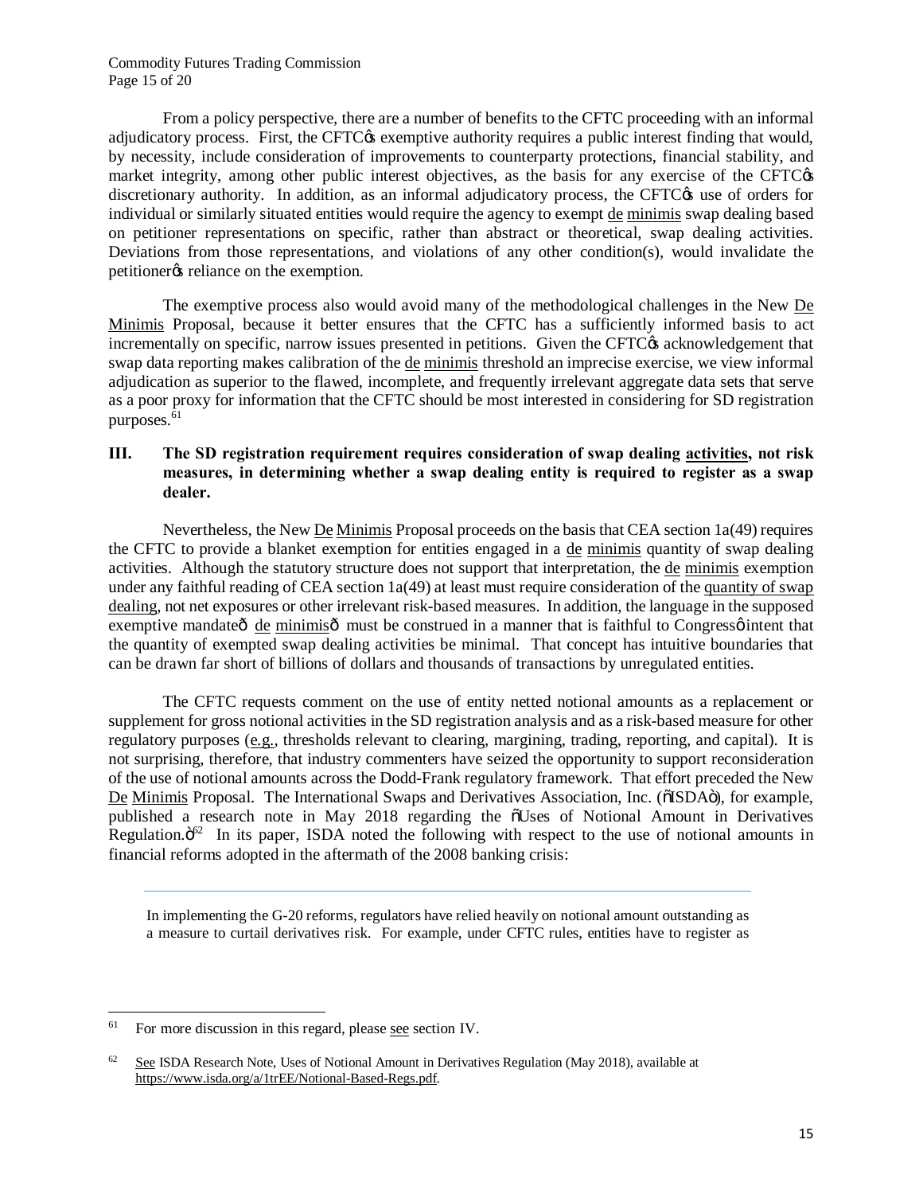From a policy perspective, there are a number of benefits to the CFTC proceeding with an informal adjudicatory process. First, the CFTC's exemptive authority requires a public interest finding that would, by necessity, include consideration of improvements to counterparty protections, financial stability, and market integrity, among other public interest objectives, as the basis for any exercise of the CFTC's discretionary authority. In addition, as an informal adjudicatory process, the CFTC's use of orders for individual or similarly situated entities would require the agency to exempt de minimis swap dealing based on petitioner representations on specific, rather than abstract or theoretical, swap dealing activities. Deviations from those representations, and violations of any other condition(s), would invalidate the petitioner's reliance on the exemption.

The exemptive process also would avoid many of the methodological challenges in the New De Minimis Proposal, because it better ensures that the CFTC has a sufficiently informed basis to act incrementally on specific, narrow issues presented in petitions. Given the CFTC's acknowledgement that swap data reporting makes calibration of the de minimis threshold an imprecise exercise, we view informal adjudication as superior to the flawed, incomplete, and frequently irrelevant aggregate data sets that serve as a poor proxy for information that the CFTC should be most interested in considering for SD registration purposes.[61]

## III. The SD registration requirement requires consideration of swap dealing activities, not risk measures, in determining whether a swap dealing entity is required to register as a swap dealer.

Nevertheless, the New De Minimis Proposal proceeds on the basis that CEA section 1a(49) requires the CFTC to provide a blanket exemption for entities engaged in a de minimis quantity of swap dealing activities. Although the statutory structure does not support that interpretation, the de minimis exemption under any faithful reading of CEA section 1a(49) at least must require consideration of the quantity of swap dealing, not net exposures or other irrelevant risk-based measures. In addition, the language in the supposed exemptive mandate—de minimis—must be construed in a manner that is faithful to Congress' intent that the quantity of exempted swap dealing activities be minimal. That concept has intuitive boundaries that can be drawn far short of billions of dollars and thousands of transactions by unregulated entities.

The CFTC requests comment on the use of entity netted notional amounts as a replacement or supplement for gross notional activities in the SD registration analysis and as a risk-based measure for other regulatory purposes (e.g., thresholds relevant to clearing, margining, trading, reporting, and capital). It is not surprising, therefore, that industry commenters have seized the opportunity to support reconsideration of the use of notional amounts across the Dodd-Frank regulatory framework. That effort preceded the New De Minimis Proposal. The International Swaps and Derivatives Association, Inc. ("ISDA"), for example, published a research note in May 2018 regarding the "Uses of Notional Amount in Derivatives Regulation."[62] In its paper, ISDA noted the following with respect to the use of notional amounts in financial reforms adopted in the aftermath of the 2008 banking crisis:

> In implementing the G-20 reforms, regulators have relied heavily on notional amount outstanding as a measure to curtail derivatives risk. For example, under CFTC rules, entities have to register as

---

[61] For more discussion in this regard, please see section IV.

[62] See ISDA Research Note, Uses of Notional Amount in Derivatives Regulation (May 2018), available at https://www.isda.org/a/1trEE/Notional-Based-Regs.pdf.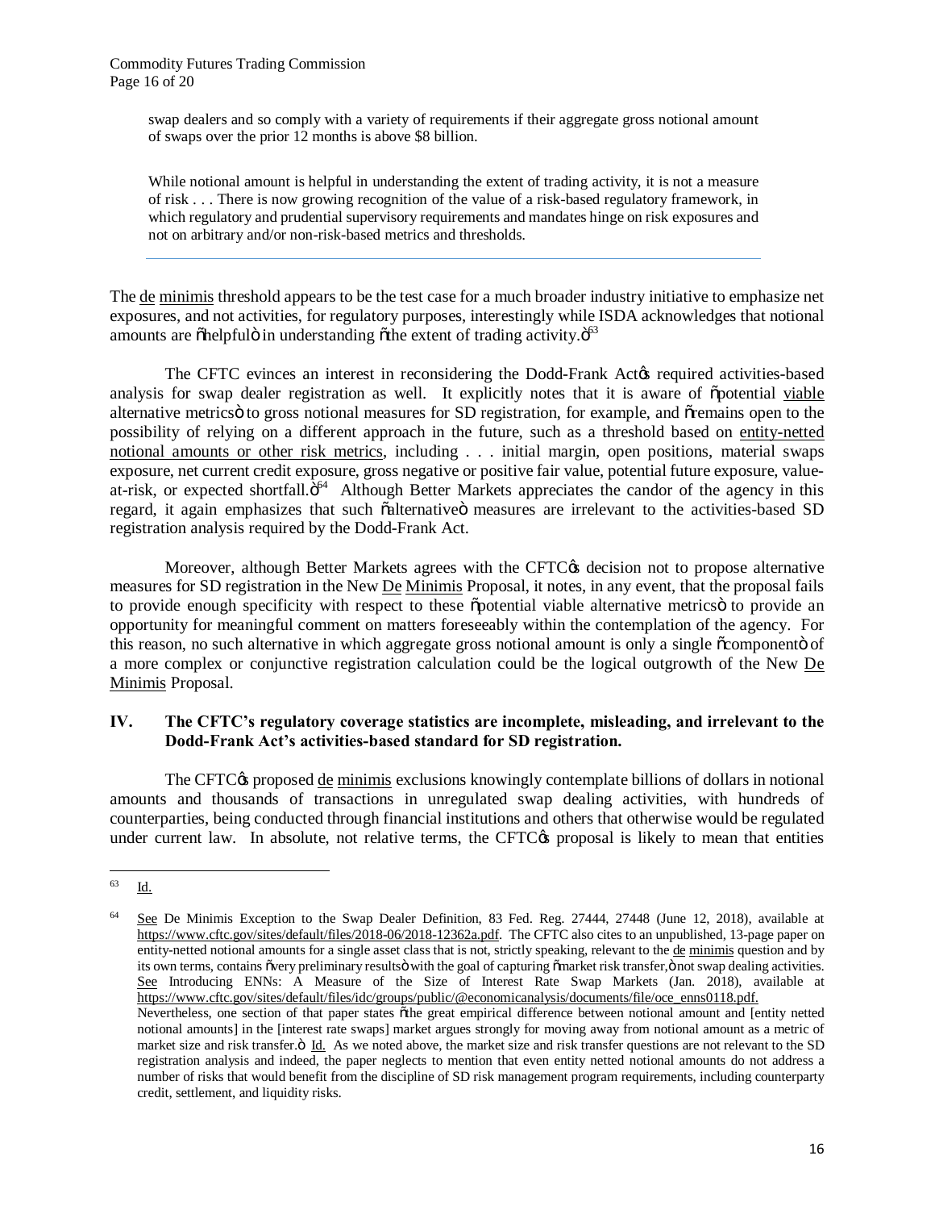swap dealers and so comply with a variety of requirements if their aggregate gross notional amount of swaps over the prior 12 months is above $8 billion.

> While notional amount is helpful in understanding the extent of trading activity, it is not a measure of risk . . . There is now growing recognition of the value of a risk-based regulatory framework, in which regulatory and prudential supervisory requirements and mandates hinge on risk exposures and not on arbitrary and/or non-risk-based metrics and thresholds.

The de minimis threshold appears to be the test case for a much broader industry initiative to emphasize net exposures, and not activities, for regulatory purposes, interestingly while ISDA acknowledges that notional amounts are "helpful" in understanding "the extent of trading activity."[63]

The CFTC evinces an interest in reconsidering the Dodd-Frank Act's required activities-based analysis for swap dealer registration as well. It explicitly notes that it is aware of "potential viable alternative metrics" to gross notional measures for SD registration, for example, and "remains open to the possibility of relying on a different approach in the future, such as a threshold based on entity-netted notional amounts or other risk metrics, including . . . initial margin, open positions, material swaps exposure, net current credit exposure, gross negative or positive fair value, potential future exposure, value-at-risk, or expected shortfall."[64] Although Better Markets appreciates the candor of the agency in this regard, it again emphasizes that such "alternative" measures are irrelevant to the activities-based SD registration analysis required by the Dodd-Frank Act.

Moreover, although Better Markets agrees with the CFTC's decision not to propose alternative measures for SD registration in the New De Minimis Proposal, it notes, in any event, that the proposal fails to provide enough specificity with respect to these "potential viable alternative metrics" to provide an opportunity for meaningful comment on matters foreseeably within the contemplation of the agency. For this reason, no such alternative in which aggregate gross notional amount is only a single "component" of a more complex or conjunctive registration calculation could be the logical outgrowth of the New De Minimis Proposal.

## IV. The CFTC's regulatory coverage statistics are incomplete, misleading, and irrelevant to the Dodd-Frank Act's activities-based standard for SD registration.

The CFTC's proposed de minimis exclusions knowingly contemplate billions of dollars in notional amounts and thousands of transactions in unregulated swap dealing activities, with hundreds of counterparties, being conducted through financial institutions and others that otherwise would be regulated under current law. In absolute, not relative terms, the CFTC's proposal is likely to mean that entities

---

[63] Id.

[64] See De Minimis Exception to the Swap Dealer Definition, 83 Fed. Reg. 27444, 27448 (June 12, 2018), available at https://www.cftc.gov/sites/default/files/2018-06/2018-12362a.pdf. The CFTC also cites to an unpublished, 13-page paper on entity-netted notional amounts for a single asset class that is not, strictly speaking, relevant to the de minimis question and by its own terms, contains "very preliminary results" with the goal of capturing "market risk transfer," not swap dealing activities. See Introducing ENNs: A Measure of the Size of Interest Rate Swap Markets (Jan. 2018), available at https://www.cftc.gov/sites/default/files/idc/groups/public/@economicanalysis/documents/file/oce_enns0118.pdf. Nevertheless, one section of that paper states "the great empirical difference between notional amount and [entity netted notional amounts] in the [interest rate swaps] market argues strongly for moving away from notional amount as a metric of market size and risk transfer." Id. As we noted above, the market size and risk transfer questions are not relevant to the SD registration analysis and indeed, the paper neglects to mention that even entity netted notional amounts do not address a number of risks that would benefit from the discipline of SD risk management program requirements, including counterparty credit, settlement, and liquidity risks.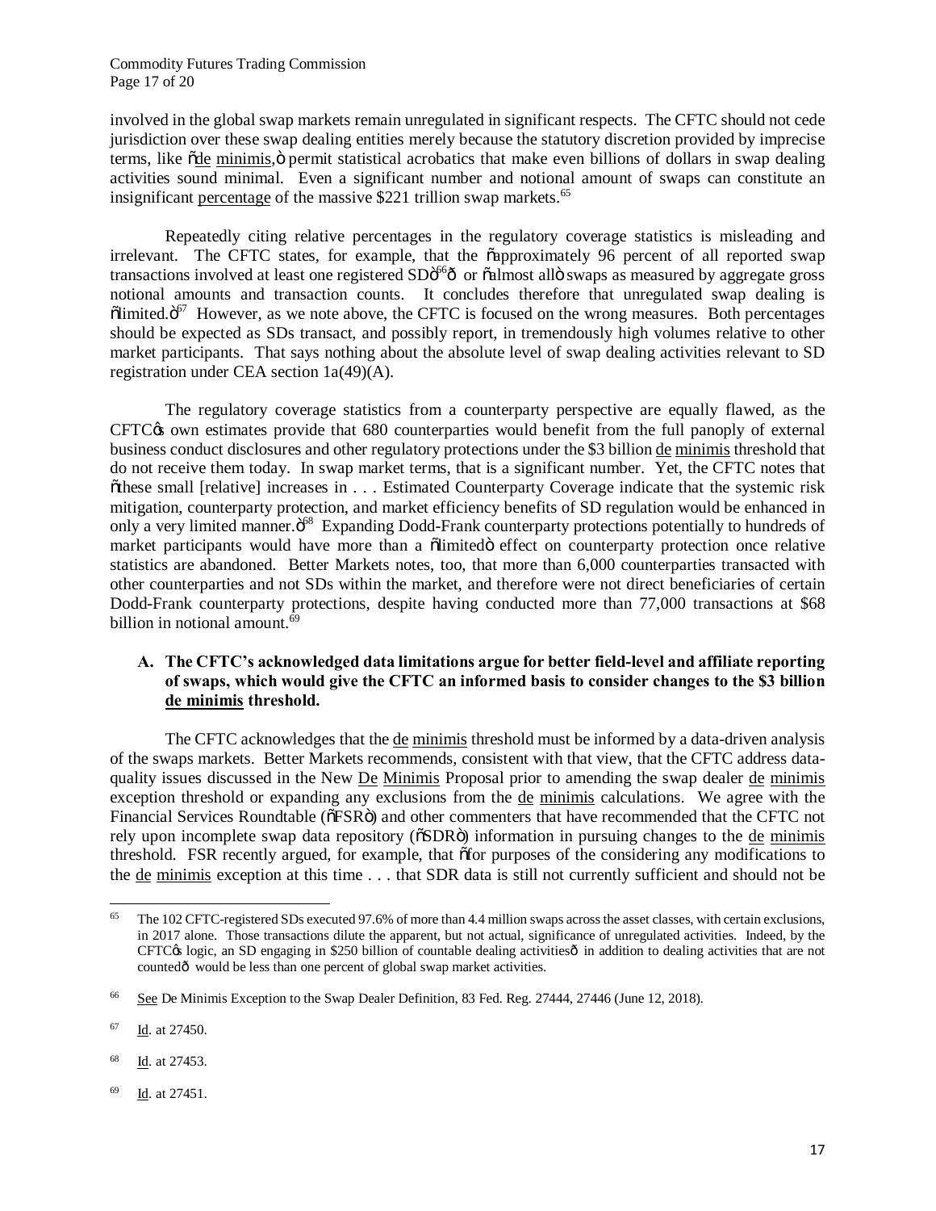involved in the global swap markets remain unregulated in significant respects. The CFTC should not cede jurisdiction over these swap dealing entities merely because the statutory discretion provided by imprecise terms, like "de minimis," permit statistical acrobatics that make even billions of dollars in swap dealing activities sound minimal. Even a significant number and notional amount of swaps can constitute an insignificant percentage of the massive $221 trillion swap markets.[65]

Repeatedly citing relative percentages in the regulatory coverage statistics is misleading and irrelevant. The CFTC states, for example, that the "approximately 96 percent of all reported swap transactions involved at least one registered SD"[66]— or "almost all" swaps as measured by aggregate gross notional amounts and transaction counts. It concludes therefore that unregulated swap dealing is "limited."[67] However, as we note above, the CFTC is focused on the wrong measures. Both percentages should be expected as SDs transact, and possibly report, in tremendously high volumes relative to other market participants. That says nothing about the absolute level of swap dealing activities relevant to SD registration under CEA section 1a(49)(A).

The regulatory coverage statistics from a counterparty perspective are equally flawed, as the CFTC's own estimates provide that 680 counterparties would benefit from the full panoply of external business conduct disclosures and other regulatory protections under the $3 billion de minimis threshold that do not receive them today. In swap market terms, that is a significant number. Yet, the CFTC notes that "these small [relative] increases in . . . Estimated Counterparty Coverage indicate that the systemic risk mitigation, counterparty protection, and market efficiency benefits of SD regulation would be enhanced in only a very limited manner."[68] Expanding Dodd-Frank counterparty protections potentially to hundreds of market participants would have more than a "limited" effect on counterparty protection once relative statistics are abandoned. Better Markets notes, too, that more than 6,000 counterparties transacted with other counterparties and not SDs within the market, and therefore were not direct beneficiaries of certain Dodd-Frank counterparty protections, despite having conducted more than 77,000 transactions at $68 billion in notional amount.[69]

### A. The CFTC's acknowledged data limitations argue for better field-level and affiliate reporting of swaps, which would give the CFTC an informed basis to consider changes to the $3 billion de minimis threshold.

The CFTC acknowledges that the de minimis threshold must be informed by a data-driven analysis of the swaps markets. Better Markets recommends, consistent with that view, that the CFTC address data-quality issues discussed in the New De Minimis Proposal prior to amending the swap dealer de minimis exception threshold or expanding any exclusions from the de minimis calculations. We agree with the Financial Services Roundtable ("FSR") and other commenters that have recommended that the CFTC not rely upon incomplete swap data repository ("SDR") information in pursuing changes to the de minimis threshold. FSR recently argued, for example, that "for purposes of the considering any modifications to the de minimis exception at this time . . . that SDR data is still not currently sufficient and should not be

---

[65] The 102 CFTC-registered SDs executed 97.6% of more than 4.4 million swaps across the asset classes, with certain exclusions, in 2017 alone. Those transactions dilute the apparent, but not actual, significance of unregulated activities. Indeed, by the CFTC's logic, an SD engaging in $250 billion of countable dealing activities— in addition to dealing activities that are not counted— would be less than one percent of global swap market activities.

[66] See De Minimis Exception to the Swap Dealer Definition, 83 Fed. Reg. 27444, 27446 (June 12, 2018).

[67] Id. at 27450.

[68] Id. at 27453.

[69] Id. at 27451.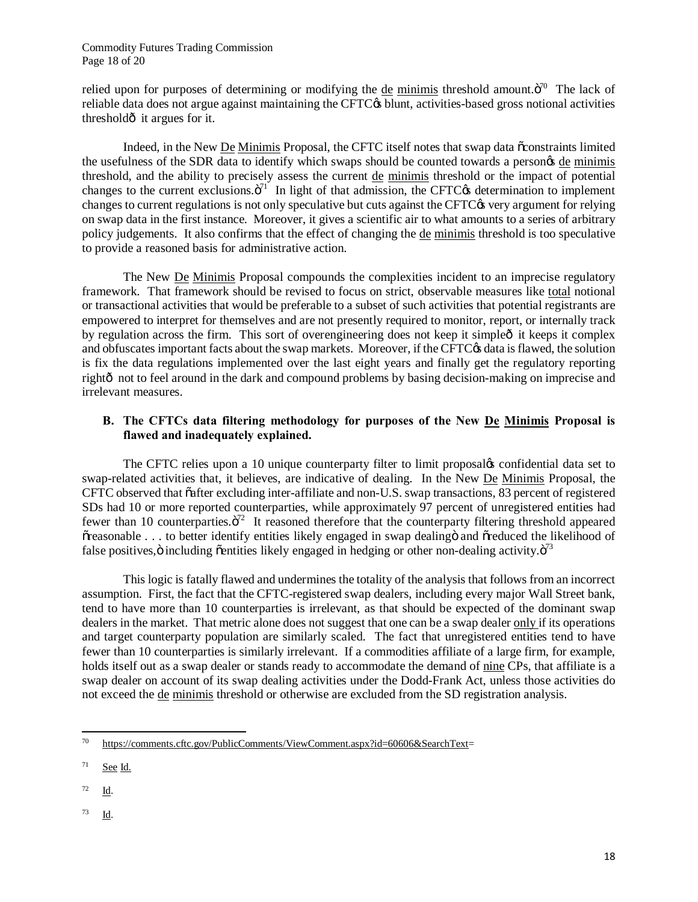relied upon for purposes of determining or modifying the de minimis threshold amount."[70] The lack of reliable data does not argue against maintaining the CFTC's blunt, activities-based gross notional activities threshold— it argues for it.

Indeed, in the New De Minimis Proposal, the CFTC itself notes that swap data "constraints limited the usefulness of the SDR data to identify which swaps should be counted towards a person's de minimis threshold, and the ability to precisely assess the current de minimis threshold or the impact of potential changes to the current exclusions."[71] In light of that admission, the CFTC's determination to implement changes to current regulations is not only speculative but cuts against the CFTC's very argument for relying on swap data in the first instance. Moreover, it gives a scientific air to what amounts to a series of arbitrary policy judgements. It also confirms that the effect of changing the de minimis threshold is too speculative to provide a reasoned basis for administrative action.

The New De Minimis Proposal compounds the complexities incident to an imprecise regulatory framework. That framework should be revised to focus on strict, observable measures like total notional or transactional activities that would be preferable to a subset of such activities that potential registrants are empowered to interpret for themselves and are not presently required to monitor, report, or internally track by regulation across the firm. This sort of overengineering does not keep it simple— it keeps it complex and obfuscates important facts about the swap markets. Moreover, if the CFTC's data is flawed, the solution is fix the data regulations implemented over the last eight years and finally get the regulatory reporting right— not to feel around in the dark and compound problems by basing decision-making on imprecise and irrelevant measures.

**B. The CFTCs data filtering methodology for purposes of the New De Minimis Proposal is flawed and inadequately explained.**

The CFTC relies upon a 10 unique counterparty filter to limit proposal's confidential data set to swap-related activities that, it believes, are indicative of dealing. In the New De Minimis Proposal, the CFTC observed that "after excluding inter-affiliate and non-U.S. swap transactions, 83 percent of registered SDs had 10 or more reported counterparties, while approximately 97 percent of unregistered entities had fewer than 10 counterparties."[72] It reasoned therefore that the counterparty filtering threshold appeared "reasonable . . . to better identify entities likely engaged in swap dealing" and "reduced the likelihood of false positives," including "entities likely engaged in hedging or other non-dealing activity."[73]

This logic is fatally flawed and undermines the totality of the analysis that follows from an incorrect assumption. First, the fact that the CFTC-registered swap dealers, including every major Wall Street bank, tend to have more than 10 counterparties is irrelevant, as that should be expected of the dominant swap dealers in the market. That metric alone does not suggest that one can be a swap dealer only if its operations and target counterparty population are similarly scaled. The fact that unregistered entities tend to have fewer than 10 counterparties is similarly irrelevant. If a commodities affiliate of a large firm, for example, holds itself out as a swap dealer or stands ready to accommodate the demand of nine CPs, that affiliate is a swap dealer on account of its swap dealing activities under the Dodd-Frank Act, unless those activities do not exceed the de minimis threshold or otherwise are excluded from the SD registration analysis.

---

[70] https://comments.cftc.gov/PublicComments/ViewComment.aspx?id=60606&SearchText=

[71] See Id.

[72] Id.

[73] Id.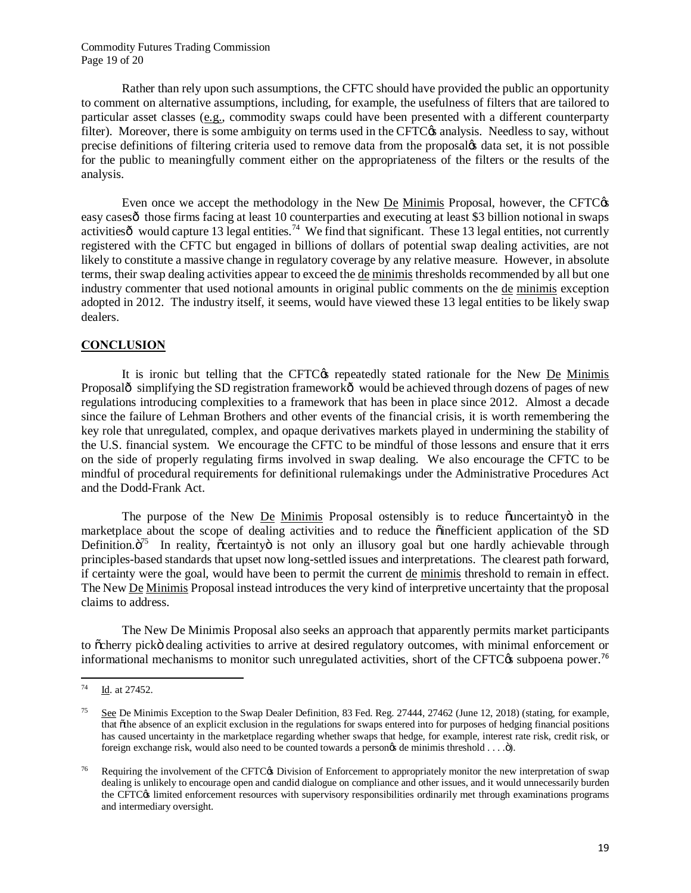Rather than rely upon such assumptions, the CFTC should have provided the public an opportunity to comment on alternative assumptions, including, for example, the usefulness of filters that are tailored to particular asset classes (e.g., commodity swaps could have been presented with a different counterparty filter). Moreover, there is some ambiguity on terms used in the CFTC's analysis. Needless to say, without precise definitions of filtering criteria used to remove data from the proposal's data set, it is not possible for the public to meaningfully comment either on the appropriateness of the filters or the results of the analysis.

Even once we accept the methodology in the New De Minimis Proposal, however, the CFTC's easy cases— those firms facing at least 10 counterparties and executing at least $3 billion notional in swaps activities— would capture 13 legal entities.[74] We find that significant. These 13 legal entities, not currently registered with the CFTC but engaged in billions of dollars of potential swap dealing activities, are not likely to constitute a massive change in regulatory coverage by any relative measure. However, in absolute terms, their swap dealing activities appear to exceed the de minimis thresholds recommended by all but one industry commenter that used notional amounts in original public comments on the de minimis exception adopted in 2012. The industry itself, it seems, would have viewed these 13 legal entities to be likely swap dealers.

## CONCLUSION

It is ironic but telling that the CFTC's repeatedly stated rationale for the New De Minimis Proposal— simplifying the SD registration framework— would be achieved through dozens of pages of new regulations introducing complexities to a framework that has been in place since 2012. Almost a decade since the failure of Lehman Brothers and other events of the financial crisis, it is worth remembering the key role that unregulated, complex, and opaque derivatives markets played in undermining the stability of the U.S. financial system. We encourage the CFTC to be mindful of those lessons and ensure that it errs on the side of properly regulating firms involved in swap dealing. We also encourage the CFTC to be mindful of procedural requirements for definitional rulemakings under the Administrative Procedures Act and the Dodd-Frank Act.

The purpose of the New De Minimis Proposal ostensibly is to reduce "uncertainty" in the marketplace about the scope of dealing activities and to reduce the "inefficient application of the SD Definition."[75] In reality, "certainty" is not only an illusory goal but one hardly achievable through principles-based standards that upset now long-settled issues and interpretations. The clearest path forward, if certainty were the goal, would have been to permit the current de minimis threshold to remain in effect. The New De Minimis Proposal instead introduces the very kind of interpretive uncertainty that the proposal claims to address.

The New De Minimis Proposal also seeks an approach that apparently permits market participants to "cherry pick" dealing activities to arrive at desired regulatory outcomes, with minimal enforcement or informational mechanisms to monitor such unregulated activities, short of the CFTC's subpoena power.[76]

---

[74] Id. at 27452.

[75] See De Minimis Exception to the Swap Dealer Definition, 83 Fed. Reg. 27444, 27462 (June 12, 2018) (stating, for example, that "the absence of an explicit exclusion in the regulations for swaps entered into for purposes of hedging financial positions has caused uncertainty in the marketplace regarding whether swaps that hedge, for example, interest rate risk, credit risk, or foreign exchange risk, would also need to be counted towards a person's de minimis threshold . . . .").

[76] Requiring the involvement of the CFTC's Division of Enforcement to appropriately monitor the new interpretation of swap dealing is unlikely to encourage open and candid dialogue on compliance and other issues, and it would unnecessarily burden the CFTC's limited enforcement resources with supervisory responsibilities ordinarily met through examinations programs and intermediary oversight.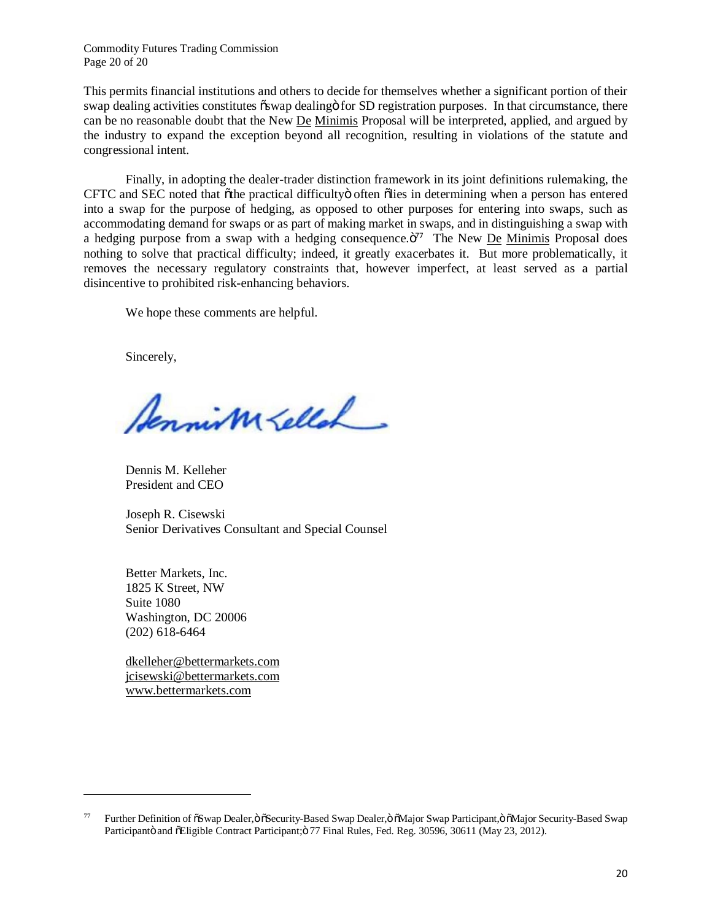This permits financial institutions and others to decide for themselves whether a significant portion of their swap dealing activities constitutes "swap dealing" for SD registration purposes. In that circumstance, there can be no reasonable doubt that the New De Minimis Proposal will be interpreted, applied, and argued by the industry to expand the exception beyond all recognition, resulting in violations of the statute and congressional intent.

Finally, in adopting the dealer-trader distinction framework in its joint definitions rulemaking, the CFTC and SEC noted that "the practical difficulty" often "lies in determining when a person has entered into a swap for the purpose of hedging, as opposed to other purposes for entering into swaps, such as accommodating demand for swaps or as part of making market in swaps, and in distinguishing a swap with a hedging purpose from a swap with a hedging consequence."[77] The New De Minimis Proposal does nothing to solve that practical difficulty; indeed, it greatly exacerbates it. But more problematically, it removes the necessary regulatory constraints that, however imperfect, at least served as a partial disincentive to prohibited risk-enhancing behaviors.

We hope these comments are helpful.

Sincerely,

Dennis M. Kelleher
President and CEO

Joseph R. Cisewski
Senior Derivatives Consultant and Special Counsel

Better Markets, Inc.
1825 K Street, NW
Suite 1080
Washington, DC 20006
(202) 618-6464

dkelleher@bettermarkets.com
jcisewski@bettermarkets.com
www.bettermarkets.com

---

[77] Further Definition of "Swap Dealer," "Security-Based Swap Dealer," "Major Swap Participant," "Major Security-Based Swap Participant" and "Eligible Contract Participant;" 77 Final Rules, Fed. Reg. 30596, 30611 (May 23, 2012).